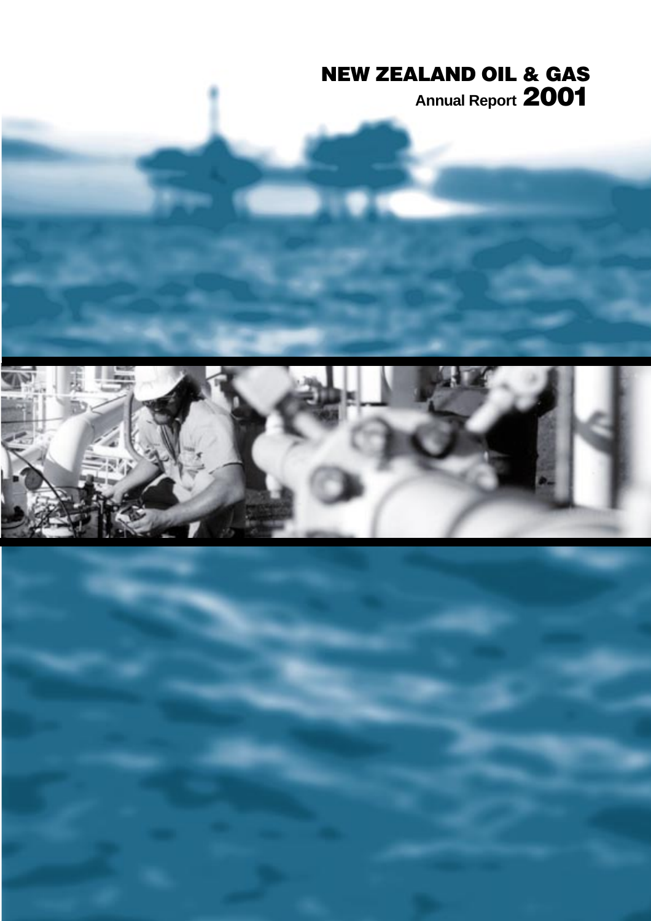# NEW ZEALAND OIL & GAS

**Annual Report 2001**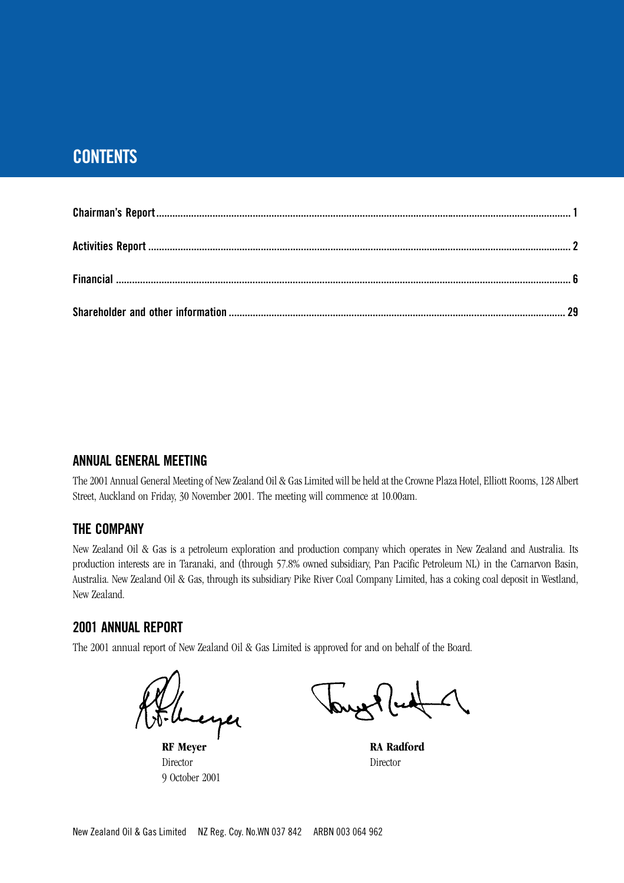# CONTENTS

| | |
|---|---|
| **Chairman's Report** | **1** |
| **Activities Report** | **2** |
| **Financial** | **6** |
| **Shareholder and other information** | **29** |

## ANNUAL GENERAL MEETING

The 2001 Annual General Meeting of New Zealand Oil & Gas Limited will be held at the Crowne Plaza Hotel, Elliott Rooms, 128 Albert Street, Auckland on Friday, 30 November 2001. The meeting will commence at 10.00am.

## THE COMPANY

New Zealand Oil & Gas is a petroleum exploration and production company which operates in New Zealand and Australia. Its production interests are in Taranaki, and (through 57.8% owned subsidiary, Pan Pacific Petroleum NL) in the Carnarvon Basin, Australia. New Zealand Oil & Gas, through its subsidiary Pike River Coal Company Limited, has a coking coal deposit in Westland, New Zealand.

## 2001 ANNUAL REPORT

The 2001 annual report of New Zealand Oil & Gas Limited is approved for and on behalf of the Board.

**RF Meyer**
Director
9 October 2001

**RA Radford**
Director

New Zealand Oil & Gas Limited NZ Reg. Coy. No.WN 037 842 ARBN 003 064 962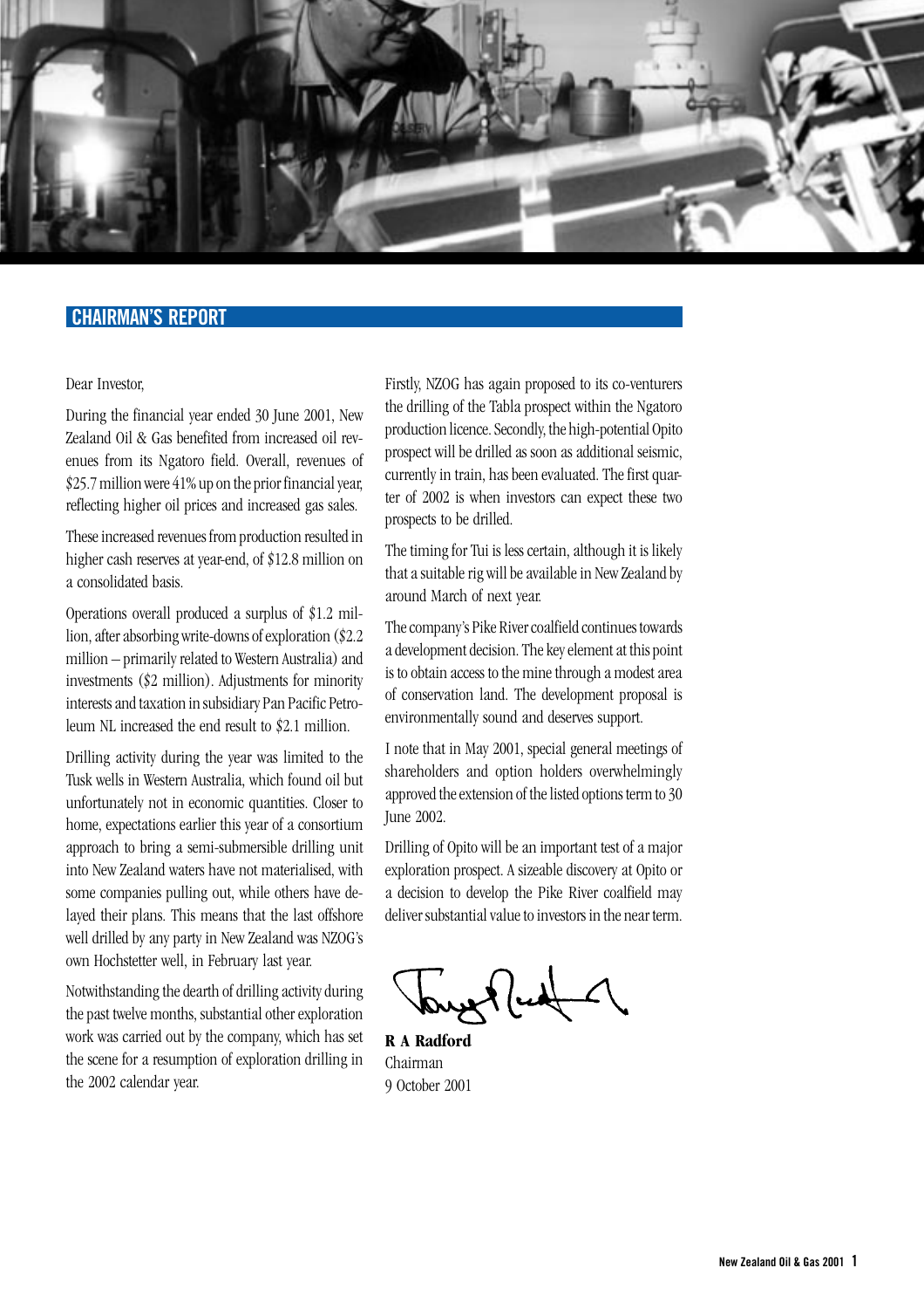## CHAIRMAN'S REPORT

Dear Investor,

During the financial year ended 30 June 2001, New Zealand Oil & Gas benefited from increased oil revenues from its Ngatoro field. Overall, revenues of $25.7 million were 41% up on the prior financial year, reflecting higher oil prices and increased gas sales.

These increased revenues from production resulted in higher cash reserves at year-end, of $12.8 million on a consolidated basis.

Operations overall produced a surplus of $1.2 million, after absorbing write-downs of exploration ($2.2 million – primarily related to Western Australia) and investments ($2 million). Adjustments for minority interests and taxation in subsidiary Pan Pacific Petroleum NL increased the end result to $2.1 million.

Drilling activity during the year was limited to the Tusk wells in Western Australia, which found oil but unfortunately not in economic quantities. Closer to home, expectations earlier this year of a consortium approach to bring a semi-submersible drilling unit into New Zealand waters have not materialised, with some companies pulling out, while others have delayed their plans. This means that the last offshore well drilled by any party in New Zealand was NZOG's own Hochstetter well, in February last year.

Notwithstanding the dearth of drilling activity during the past twelve months, substantial other exploration work was carried out by the company, which has set the scene for a resumption of exploration drilling in the 2002 calendar year.

Firstly, NZOG has again proposed to its co-venturers the drilling of the Tabla prospect within the Ngatoro production licence. Secondly, the high-potential Opito prospect will be drilled as soon as additional seismic, currently in train, has been evaluated. The first quarter of 2002 is when investors can expect these two prospects to be drilled.

The timing for Tui is less certain, although it is likely that a suitable rig will be available in New Zealand by around March of next year.

The company's Pike River coalfield continues towards a development decision. The key element at this point is to obtain access to the mine through a modest area of conservation land. The development proposal is environmentally sound and deserves support.

I note that in May 2001, special general meetings of shareholders and option holders overwhelmingly approved the extension of the listed options term to 30 June 2002.

Drilling of Opito will be an important test of a major exploration prospect. A sizeable discovery at Opito or a decision to develop the Pike River coalfield may deliver substantial value to investors in the near term.

**R A Radford**
Chairman
9 October 2001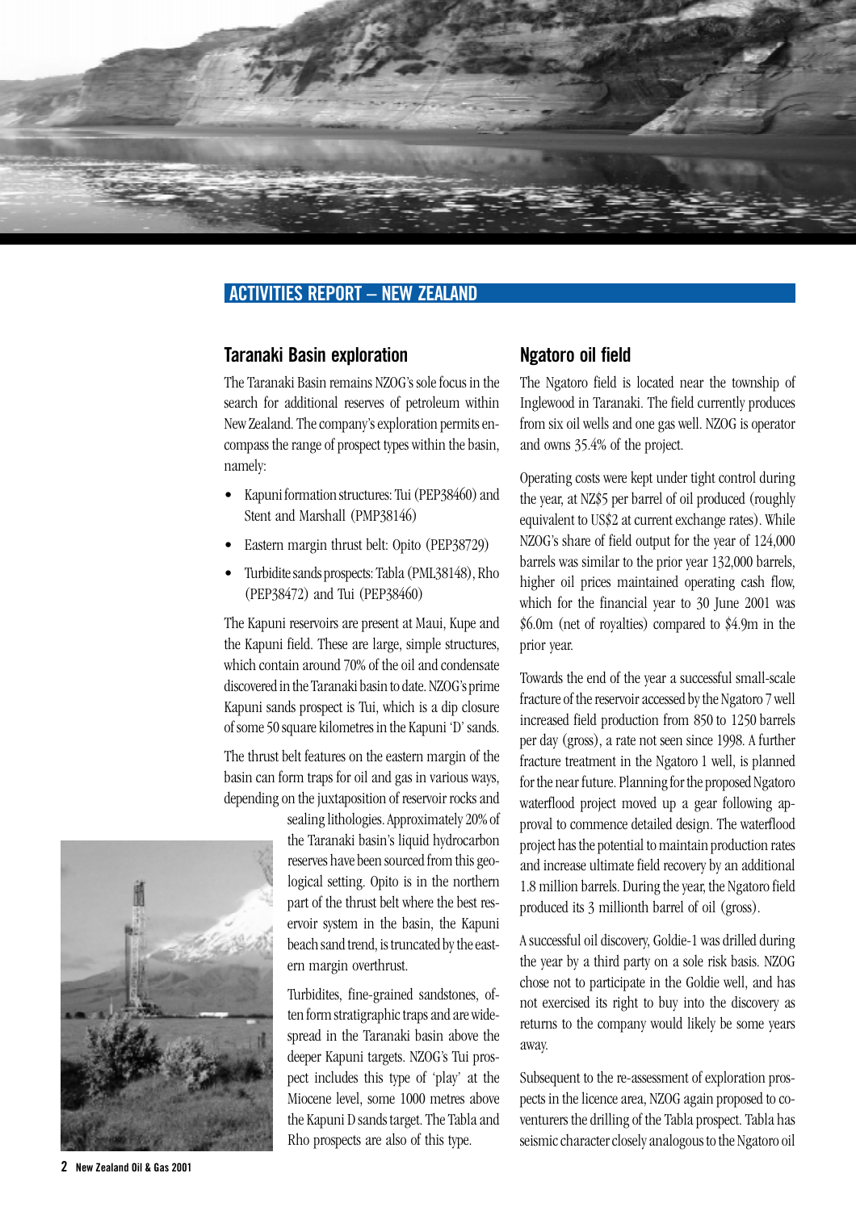## ACTIVITIES REPORT – NEW ZEALAND

### Taranaki Basin exploration

The Taranaki Basin remains NZOG's sole focus in the search for additional reserves of petroleum within New Zealand. The company's exploration permits encompass the range of prospect types within the basin, namely:

- Kapuni formation structures: Tui (PEP38460) and Stent and Marshall (PMP38146)
- Eastern margin thrust belt: Opito (PEP38729)
- Turbidite sands prospects: Tabla (PML38148), Rho (PEP38472) and Tui (PEP38460)

The Kapuni reservoirs are present at Maui, Kupe and the Kapuni field. These are large, simple structures, which contain around 70% of the oil and condensate discovered in the Taranaki basin to date. NZOG's prime Kapuni sands prospect is Tui, which is a dip closure of some 50 square kilometres in the Kapuni 'D' sands.

The thrust belt features on the eastern margin of the basin can form traps for oil and gas in various ways, depending on the juxtaposition of reservoir rocks and sealing lithologies. Approximately 20% of the Taranaki basin's liquid hydrocarbon reserves have been sourced from this geological setting. Opito is in the northern part of the thrust belt where the best reservoir system in the basin, the Kapuni beach sand trend, is truncated by the eastern margin overthrust.

Turbidites, fine-grained sandstones, often form stratigraphic traps and are widespread in the Taranaki basin above the deeper Kapuni targets. NZOG's Tui prospect includes this type of 'play' at the Miocene level, some 1000 metres above the Kapuni D sands target. The Tabla and Rho prospects are also of this type.

### Ngatoro oil field

The Ngatoro field is located near the township of Inglewood in Taranaki. The field currently produces from six oil wells and one gas well. NZOG is operator and owns 35.4% of the project.

Operating costs were kept under tight control during the year, at NZ$5 per barrel of oil produced (roughly equivalent to US$2 at current exchange rates). While NZOG's share of field output for the year of 124,000 barrels was similar to the prior year 132,000 barrels, higher oil prices maintained operating cash flow, which for the financial year to 30 June 2001 was $6.0m (net of royalties) compared to $4.9m in the prior year.

Towards the end of the year a successful small-scale fracture of the reservoir accessed by the Ngatoro 7 well increased field production from 850 to 1250 barrels per day (gross), a rate not seen since 1998. A further fracture treatment in the Ngatoro 1 well, is planned for the near future. Planning for the proposed Ngatoro waterflood project moved up a gear following approval to commence detailed design. The waterflood project has the potential to maintain production rates and increase ultimate field recovery by an additional 1.8 million barrels. During the year, the Ngatoro field produced its 3 millionth barrel of oil (gross).

A successful oil discovery, Goldie-1 was drilled during the year by a third party on a sole risk basis. NZOG chose not to participate in the Goldie well, and has not exercised its right to buy into the discovery as returns to the company would likely be some years away.

Subsequent to the re-assessment of exploration prospects in the licence area, NZOG again proposed to co-venturers the drilling of the Tabla prospect. Tabla has seismic character closely analogous to the Ngatoro oil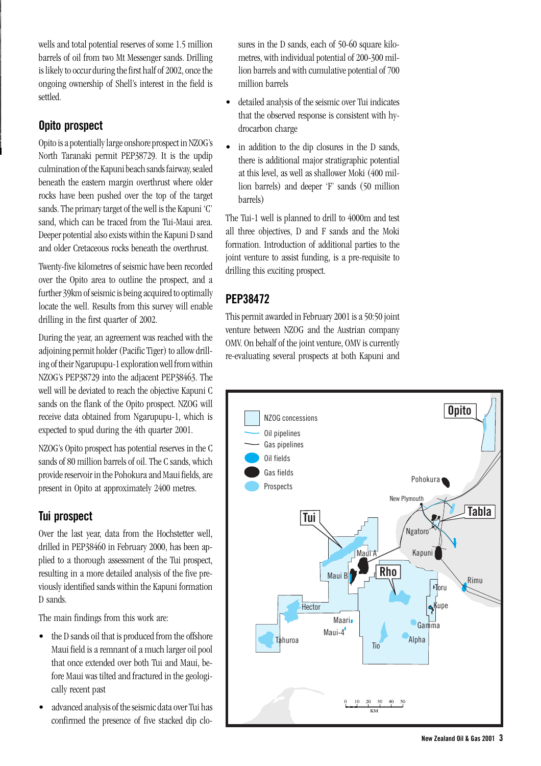wells and total potential reserves of some 1.5 million barrels of oil from two Mt Messenger sands. Drilling is likely to occur during the first half of 2002, once the ongoing ownership of Shell's interest in the field is settled.

## Opito prospect

Opito is a potentially large onshore prospect in NZOG's North Taranaki permit PEP38729. It is the updip culmination of the Kapuni beach sands fairway, sealed beneath the eastern margin overthrust where older rocks have been pushed over the top of the target sands. The primary target of the well is the Kapuni 'C' sand, which can be traced from the Tui-Maui area. Deeper potential also exists within the Kapuni D sand and older Cretaceous rocks beneath the overthrust.

Twenty-five kilometres of seismic have been recorded over the Opito area to outline the prospect, and a further 39km of seismic is being acquired to optimally locate the well. Results from this survey will enable drilling in the first quarter of 2002.

During the year, an agreement was reached with the adjoining permit holder (Pacific Tiger) to allow drilling of their Ngarupupu-1 exploration well from within NZOG's PEP38729 into the adjacent PEP38463. The well will be deviated to reach the objective Kapuni C sands on the flank of the Opito prospect. NZOG will receive data obtained from Ngarupupu-1, which is expected to spud during the 4th quarter 2001.

NZOG's Opito prospect has potential reserves in the C sands of 80 million barrels of oil. The C sands, which provide reservoir in the Pohokura and Maui fields, are present in Opito at approximately 2400 metres.

## Tui prospect

Over the last year, data from the Hochstetter well, drilled in PEP38460 in February 2000, has been applied to a thorough assessment of the Tui prospect, resulting in a more detailed analysis of the five previously identified sands within the Kapuni formation D sands.

The main findings from this work are:

- the D sands oil that is produced from the offshore Maui field is a remnant of a much larger oil pool that once extended over both Tui and Maui, before Maui was tilted and fractured in the geologically recent past
- advanced analysis of the seismic data over Tui has confirmed the presence of five stacked dip closures in the D sands, each of 50-60 square kilometres, with individual potential of 200-300 million barrels and with cumulative potential of 700 million barrels
- detailed analysis of the seismic over Tui indicates that the observed response is consistent with hydrocarbon charge
- in addition to the dip closures in the D sands, there is additional major stratigraphic potential at this level, as well as shallower Moki (400 million barrels) and deeper 'F' sands (50 million barrels)

The Tui-1 well is planned to drill to 4000m and test all three objectives, D and F sands and the Moki formation. Introduction of additional parties to the joint venture to assist funding, is a pre-requisite to drilling this exciting prospect.

## PEP38472

This permit awarded in February 2001 is a 50:50 joint venture between NZOG and the Austrian company OMV. On behalf of the joint venture, OMV is currently re-evaluating several prospects at both Kapuni and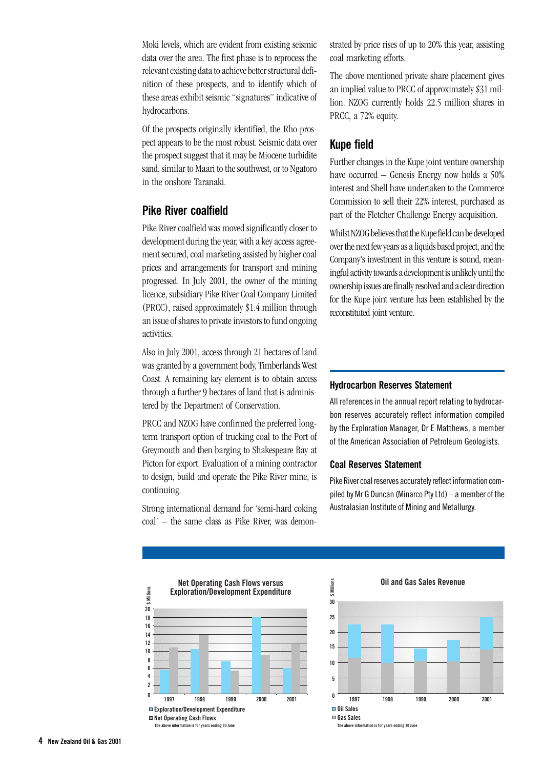Moki levels, which are evident from existing seismic data over the area. The first phase is to reprocess the relevant existing data to achieve better structural definition of these prospects, and to identify which of these areas exhibit seismic "signatures" indicative of hydrocarbons.

Of the prospects originally identified, the Rho prospect appears to be the most robust. Seismic data over the prospect suggest that it may be Miocene turbidite sand, similar to Maari to the southwest, or to Ngatoro in the onshore Taranaki.

## Pike River coalfield

Pike River coalfield was moved significantly closer to development during the year, with a key access agreement secured, coal marketing assisted by higher coal prices and arrangements for transport and mining progressed. In July 2001, the owner of the mining licence, subsidiary Pike River Coal Company Limited (PRCC), raised approximately $1.4 million through an issue of shares to private investors to fund ongoing activities.

Also in July 2001, access through 21 hectares of land was granted by a government body, Timberlands West Coast. A remaining key element is to obtain access through a further 9 hectares of land that is administered by the Department of Conservation.

PRCC and NZOG have confirmed the preferred long-term transport option of trucking coal to the Port of Greymouth and then barging to Shakespeare Bay at Picton for export. Evaluation of a mining contractor to design, build and operate the Pike River mine, is continuing.

Strong international demand for 'semi-hard coking coal' – the same class as Pike River, was demonstrated by price rises of up to 20% this year, assisting coal marketing efforts.

The above mentioned private share placement gives an implied value to PRCC of approximately $31 million. NZOG currently holds 22.5 million shares in PRCC, a 72% equity.

## Kupe field

Further changes in the Kupe joint venture ownership have occurred – Genesis Energy now holds a 50% interest and Shell have undertaken to the Commerce Commission to sell their 22% interest, purchased as part of the Fletcher Challenge Energy acquisition.

Whilst NZOG believes that the Kupe field can be developed over the next few years as a liquids based project, and the Company's investment in this venture is sound, meaningful activity towards a development is unlikely until the ownership issues are finally resolved and a clear direction for the Kupe joint venture has been established by the reconstituted joint venture.

### Hydrocarbon Reserves Statement

All references in the annual report relating to hydrocarbon reserves accurately reflect information compiled by the Exploration Manager, Dr E Matthews, a member of the American Association of Petroleum Geologists.

### Coal Reserves Statement

Pike River coal reserves accurately reflect information compiled by Mr G Duncan (Minarco Pty Ltd) – a member of the Australasian Institute of Mining and Metallurgy.

**Net Operating Cash Flows versus Exploration/Development Expenditure**

$ Millions

| Year | Exploration/Development Expenditure | Net Operating Cash Flows |
|---|---|---|
| 1997 | ~5.5 | ~11 |
| 1998 | ~10.5 | ~14 |
| 1999 | ~7.5 | ~5.5 |
| 2000 | ~18 | ~9 |
| 2001 | ~6 | ~12 |

The above information is for years ending 30 June

**Oil and Gas Sales Revenue**

$ Millions

| Year | Gas Sales | Oil Sales | Total |
|---|---|---|---|
| 1997 | ~11.5 | ~11 | ~22.5 |
| 1998 | ~10 | ~12.5 | ~22.5 |
| 1999 | ~10.5 | ~4 | ~14.5 |
| 2000 | ~10.5 | ~7 | ~17.5 |
| 2001 | ~14.5 | ~10.5 | ~25 |

The above information is for years ending 30 June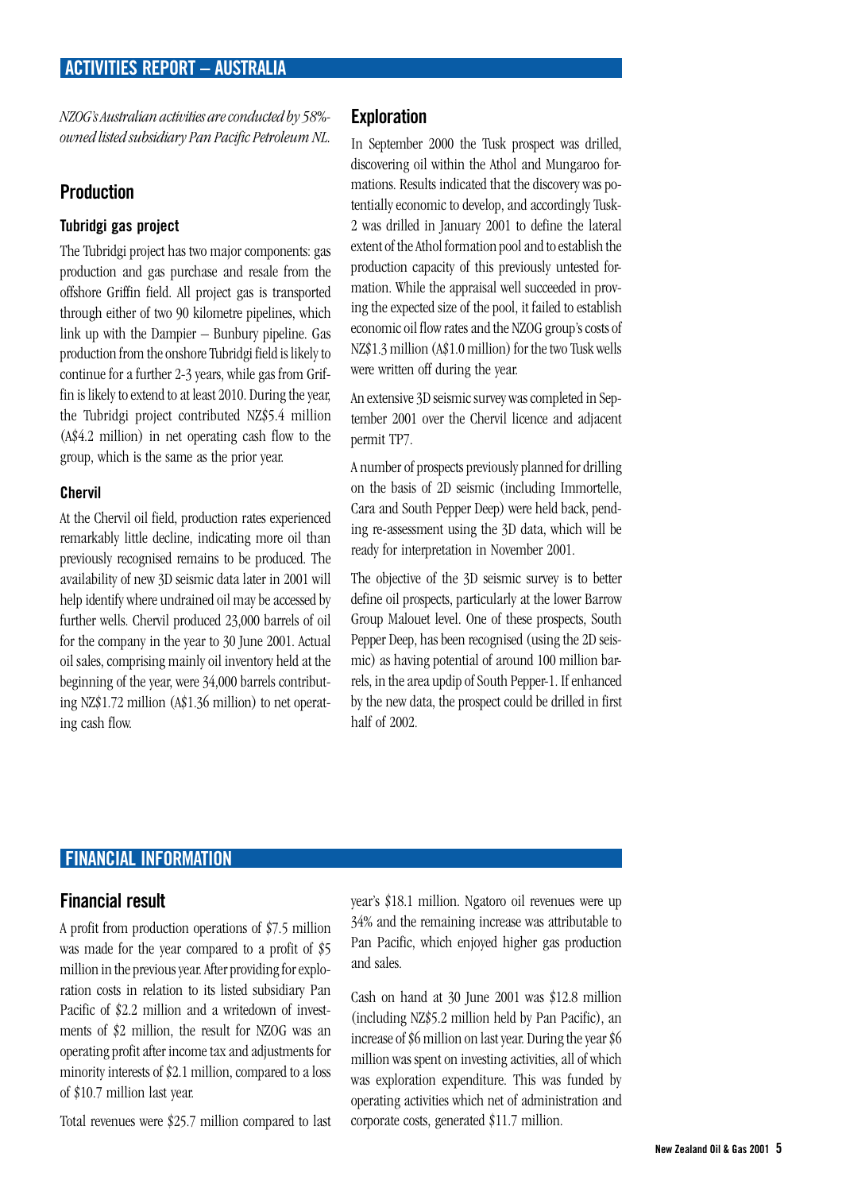# ACTIVITIES REPORT – AUSTRALIA

*NZOG's Australian activities are conducted by 58%-owned listed subsidiary Pan Pacific Petroleum NL.*

## Production

### Tubridgi gas project

The Tubridgi project has two major components: gas production and gas purchase and resale from the offshore Griffin field. All project gas is transported through either of two 90 kilometre pipelines, which link up with the Dampier – Bunbury pipeline. Gas production from the onshore Tubridgi field is likely to continue for a further 2-3 years, while gas from Griffin is likely to extend to at least 2010. During the year, the Tubridgi project contributed NZ$5.4 million (A$4.2 million) in net operating cash flow to the group, which is the same as the prior year.

### Chervil

At the Chervil oil field, production rates experienced remarkably little decline, indicating more oil than previously recognised remains to be produced. The availability of new 3D seismic data later in 2001 will help identify where undrained oil may be accessed by further wells. Chervil produced 23,000 barrels of oil for the company in the year to 30 June 2001. Actual oil sales, comprising mainly oil inventory held at the beginning of the year, were 34,000 barrels contributing NZ$1.72 million (A$1.36 million) to net operating cash flow.

## Exploration

In September 2000 the Tusk prospect was drilled, discovering oil within the Athol and Mungaroo formations. Results indicated that the discovery was potentially economic to develop, and accordingly Tusk-2 was drilled in January 2001 to define the lateral extent of the Athol formation pool and to establish the production capacity of this previously untested formation. While the appraisal well succeeded in proving the expected size of the pool, it failed to establish economic oil flow rates and the NZOG group's costs of NZ$1.3 million (A$1.0 million) for the two Tusk wells were written off during the year.

An extensive 3D seismic survey was completed in September 2001 over the Chervil licence and adjacent permit TP7.

A number of prospects previously planned for drilling on the basis of 2D seismic (including Immortelle, Cara and South Pepper Deep) were held back, pending re-assessment using the 3D data, which will be ready for interpretation in November 2001.

The objective of the 3D seismic survey is to better define oil prospects, particularly at the lower Barrow Group Malouet level. One of these prospects, South Pepper Deep, has been recognised (using the 2D seismic) as having potential of around 100 million barrels, in the area updip of South Pepper-1. If enhanced by the new data, the prospect could be drilled in first half of 2002.

# FINANCIAL INFORMATION

## Financial result

A profit from production operations of $7.5 million was made for the year compared to a profit of $5 million in the previous year. After providing for exploration costs in relation to its listed subsidiary Pan Pacific of $2.2 million and a writedown of investments of $2 million, the result for NZOG was an operating profit after income tax and adjustments for minority interests of $2.1 million, compared to a loss of $10.7 million last year.

Total revenues were $25.7 million compared to last year's $18.1 million. Ngatoro oil revenues were up 34% and the remaining increase was attributable to Pan Pacific, which enjoyed higher gas production and sales.

Cash on hand at 30 June 2001 was $12.8 million (including NZ$5.2 million held by Pan Pacific), an increase of $6 million on last year. During the year $6 million was spent on investing activities, all of which was exploration expenditure. This was funded by operating activities which net of administration and corporate costs, generated $11.7 million.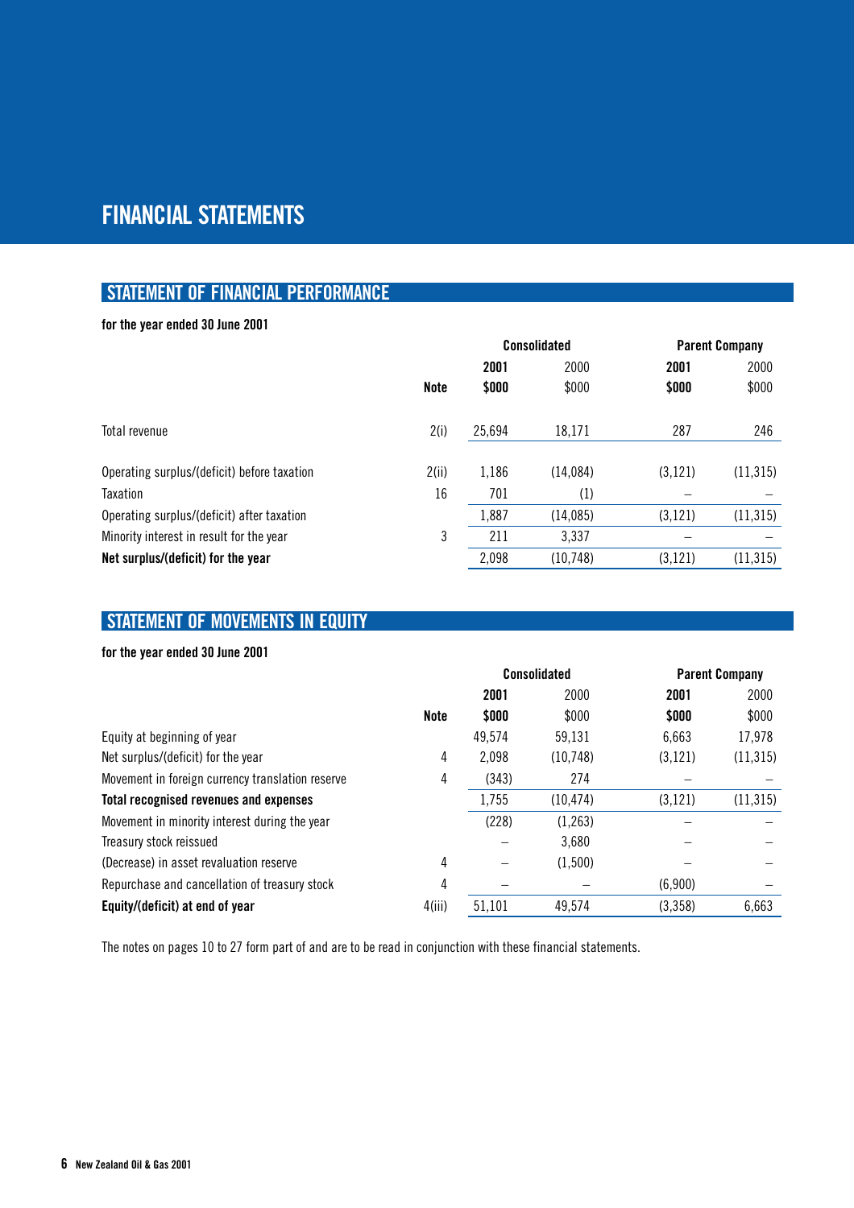# FINANCIAL STATEMENTS

## STATEMENT OF FINANCIAL PERFORMANCE

**for the year ended 30 June 2001**

| | | Consolidated | | Parent Company | |
|---|---|---|---|---|---|
| | | **2001** | 2000 | **2001** | 2000 |
| | **Note** | **$000** | $000 | **$000** | $000 |
| Total revenue | 2(i) | 25,694 | 18,171 | 287 | 246 |
| Operating surplus/(deficit) before taxation | 2(ii) | 1,186 | (14,084) | (3,121) | (11,315) |
| Taxation | 16 | 701 | (1) | – | – |
| Operating surplus/(deficit) after taxation | | 1,887 | (14,085) | (3,121) | (11,315) |
| Minority interest in result for the year | 3 | 211 | 3,337 | – | – |
| **Net surplus/(deficit) for the year** | | 2,098 | (10,748) | (3,121) | (11,315) |

## STATEMENT OF MOVEMENTS IN EQUITY

**for the year ended 30 June 2001**

| | | Consolidated | | Parent Company | |
|---|---|---|---|---|---|
| | | **2001** | 2000 | **2001** | 2000 |
| | **Note** | **$000** | $000 | **$000** | $000 |
| Equity at beginning of year | | 49,574 | 59,131 | 6,663 | 17,978 |
| Net surplus/(deficit) for the year | 4 | 2,098 | (10,748) | (3,121) | (11,315) |
| Movement in foreign currency translation reserve | 4 | (343) | 274 | – | – |
| **Total recognised revenues and expenses** | | 1,755 | (10,474) | (3,121) | (11,315) |
| Movement in minority interest during the year | | (228) | (1,263) | – | – |
| Treasury stock reissued | | – | 3,680 | – | – |
| (Decrease) in asset revaluation reserve | 4 | – | (1,500) | – | – |
| Repurchase and cancellation of treasury stock | 4 | – | – | (6,900) | – |
| **Equity/(deficit) at end of year** | 4(iii) | 51,101 | 49,574 | (3,358) | 6,663 |

The notes on pages 10 to 27 form part of and are to be read in conjunction with these financial statements.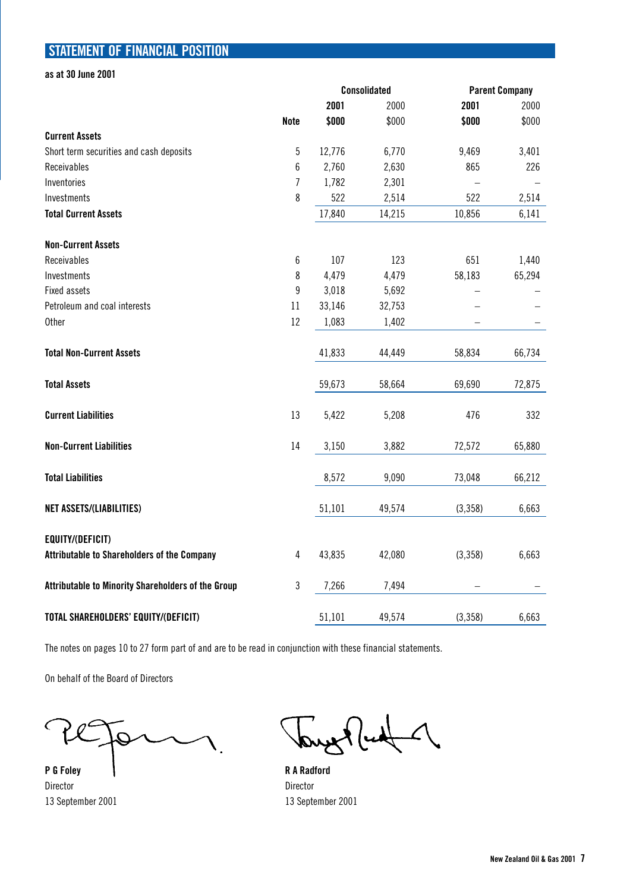## STATEMENT OF FINANCIAL POSITION

**as at 30 June 2001**

| | | Consolidated | | Parent Company | |
|---|---|---|---|---|---|
| | | **2001** | 2000 | **2001** | 2000 |
| | **Note** | **$000** | $000 | **$000** | $000 |
| **Current Assets** | | | | | |
| Short term securities and cash deposits | 5 | 12,776 | 6,770 | 9,469 | 3,401 |
| Receivables | 6 | 2,760 | 2,630 | 865 | 226 |
| Inventories | 7 | 1,782 | 2,301 | – | – |
| Investments | 8 | 522 | 2,514 | 522 | 2,514 |
| **Total Current Assets** | | 17,840 | 14,215 | 10,856 | 6,141 |
| **Non-Current Assets** | | | | | |
| Receivables | 6 | 107 | 123 | 651 | 1,440 |
| Investments | 8 | 4,479 | 4,479 | 58,183 | 65,294 |
| Fixed assets | 9 | 3,018 | 5,692 | – | – |
| Petroleum and coal interests | 11 | 33,146 | 32,753 | – | – |
| Other | 12 | 1,083 | 1,402 | – | – |
| **Total Non-Current Assets** | | 41,833 | 44,449 | 58,834 | 66,734 |
| **Total Assets** | | 59,673 | 58,664 | 69,690 | 72,875 |
| **Current Liabilities** | 13 | 5,422 | 5,208 | 476 | 332 |
| **Non-Current Liabilities** | 14 | 3,150 | 3,882 | 72,572 | 65,880 |
| **Total Liabilities** | | 8,572 | 9,090 | 73,048 | 66,212 |
| **NET ASSETS/(LIABILITIES)** | | 51,101 | 49,574 | (3,358) | 6,663 |
| **EQUITY/(DEFICIT)** | | | | | |
| **Attributable to Shareholders of the Company** | 4 | 43,835 | 42,080 | (3,358) | 6,663 |
| **Attributable to Minority Shareholders of the Group** | 3 | 7,266 | 7,494 | – | – |
| **TOTAL SHAREHOLDERS' EQUITY/(DEFICIT)** | | 51,101 | 49,574 | (3,358) | 6,663 |

The notes on pages 10 to 27 form part of and are to be read in conjunction with these financial statements.

On behalf of the Board of Directors

**P G Foley**
Director
13 September 2001

**R A Radford**
Director
13 September 2001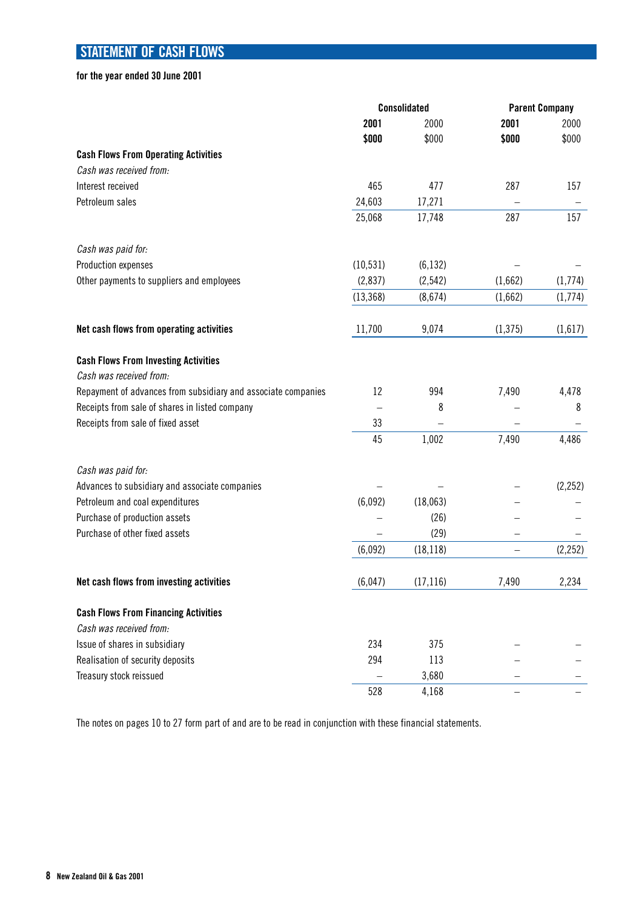# STATEMENT OF CASH FLOWS

**for the year ended 30 June 2001**

| | Consolidated | | Parent Company | |
|---|---|---|---|---|
| | **2001** | 2000 | **2001** | 2000 |
| | **$000** | $000 | **$000** | $000 |
| **Cash Flows From Operating Activities** | | | | |
| *Cash was received from:* | | | | |
| Interest received | 465 | 477 | 287 | 157 |
| Petroleum sales | 24,603 | 17,271 | – | – |
| | 25,068 | 17,748 | 287 | 157 |
| *Cash was paid for:* | | | | |
| Production expenses | (10,531) | (6,132) | – | – |
| Other payments to suppliers and employees | (2,837) | (2,542) | (1,662) | (1,774) |
| | (13,368) | (8,674) | (1,662) | (1,774) |
| **Net cash flows from operating activities** | 11,700 | 9,074 | (1,375) | (1,617) |
| **Cash Flows From Investing Activities** | | | | |
| *Cash was received from:* | | | | |
| Repayment of advances from subsidiary and associate companies | 12 | 994 | 7,490 | 4,478 |
| Receipts from sale of shares in listed company | – | 8 | – | 8 |
| Receipts from sale of fixed asset | 33 | – | – | – |
| | 45 | 1,002 | 7,490 | 4,486 |
| *Cash was paid for:* | | | | |
| Advances to subsidiary and associate companies | – | – | – | (2,252) |
| Petroleum and coal expenditures | (6,092) | (18,063) | – | – |
| Purchase of production assets | – | (26) | – | – |
| Purchase of other fixed assets | – | (29) | – | – |
| | (6,092) | (18,118) | – | (2,252) |
| **Net cash flows from investing activities** | (6,047) | (17,116) | 7,490 | 2,234 |
| **Cash Flows From Financing Activities** | | | | |
| *Cash was received from:* | | | | |
| Issue of shares in subsidiary | 234 | 375 | – | – |
| Realisation of security deposits | 294 | 113 | – | – |
| Treasury stock reissued | – | 3,680 | – | – |
| | 528 | 4,168 | – | – |

The notes on pages 10 to 27 form part of and are to be read in conjunction with these financial statements.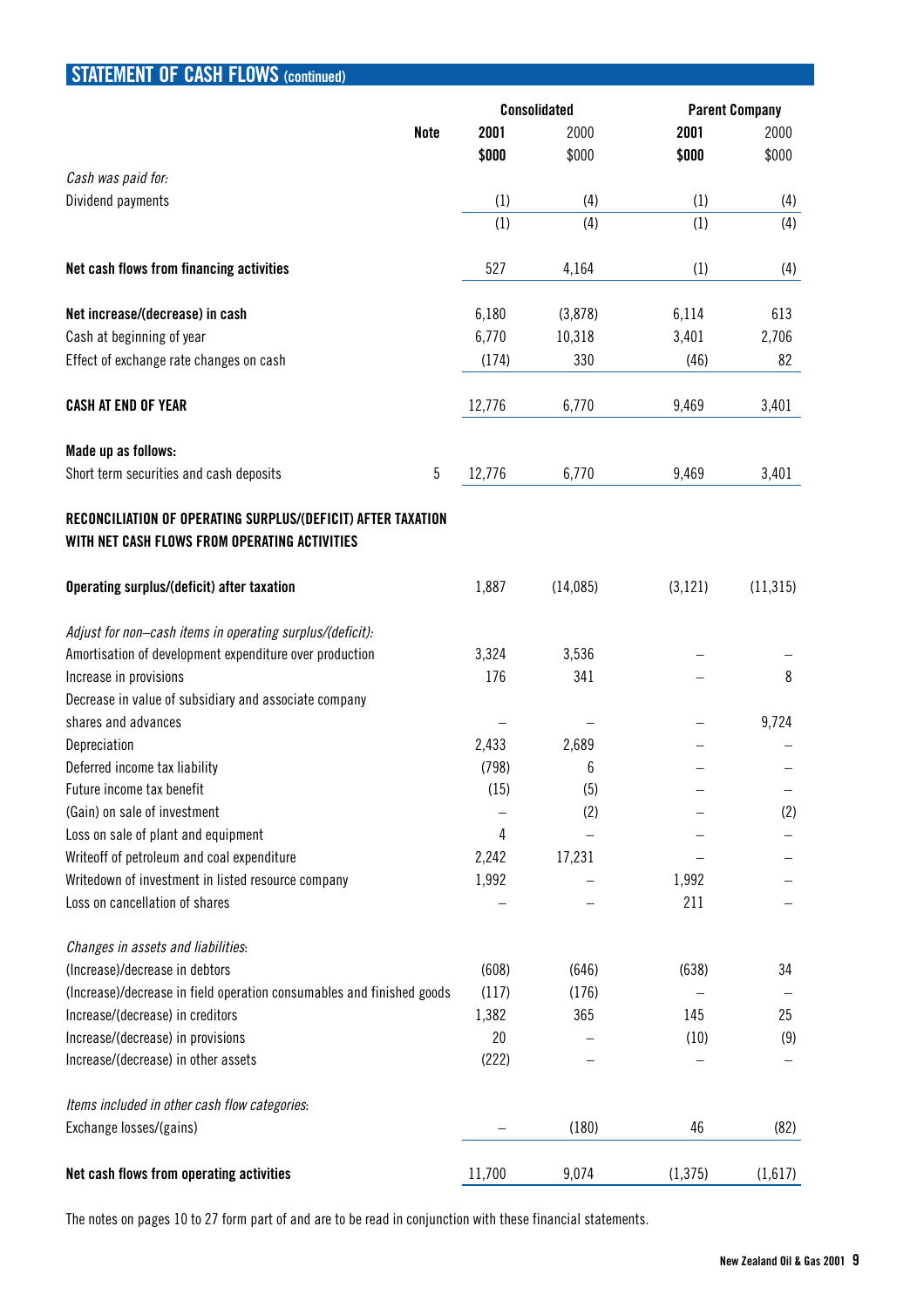## STATEMENT OF CASH FLOWS (continued)

| | Note | Consolidated | | Parent Company | |
|---|---|---|---|---|---|
| | | **2001** | 2000 | **2001** | 2000 |
| | | **$000** | $000 | **$000** | $000 |
| *Cash was paid for:* | | | | | |
| Dividend payments | | (1) | (4) | (1) | (4) |
| | | (1) | (4) | (1) | (4) |
| **Net cash flows from financing activities** | | 527 | 4,164 | (1) | (4) |
| **Net increase/(decrease) in cash** | | 6,180 | (3,878) | 6,114 | 613 |
| Cash at beginning of year | | 6,770 | 10,318 | 3,401 | 2,706 |
| Effect of exchange rate changes on cash | | (174) | 330 | (46) | 82 |
| **CASH AT END OF YEAR** | | 12,776 | 6,770 | 9,469 | 3,401 |
| **Made up as follows:** | | | | | |
| Short term securities and cash deposits | 5 | 12,776 | 6,770 | 9,469 | 3,401 |

**RECONCILIATION OF OPERATING SURPLUS/(DEFICIT) AFTER TAXATION WITH NET CASH FLOWS FROM OPERATING ACTIVITIES**

| | 2001 | 2000 | 2001 | 2000 |
|---|---|---|---|---|
| **Operating surplus/(deficit) after taxation** | 1,887 | (14,085) | (3,121) | (11,315) |
| *Adjust for non–cash items in operating surplus/(deficit):* | | | | |
| Amortisation of development expenditure over production | 3,324 | 3,536 | – | – |
| Increase in provisions | 176 | 341 | – | 8 |
| Decrease in value of subsidiary and associate company shares and advances | – | – | – | 9,724 |
| Depreciation | 2,433 | 2,689 | – | – |
| Deferred income tax liability | (798) | 6 | – | – |
| Future income tax benefit | (15) | (5) | – | – |
| (Gain) on sale of investment | – | (2) | – | (2) |
| Loss on sale of plant and equipment | 4 | – | – | – |
| Writeoff of petroleum and coal expenditure | 2,242 | 17,231 | – | – |
| Writedown of investment in listed resource company | 1,992 | – | 1,992 | – |
| Loss on cancellation of shares | – | – | 211 | – |
| *Changes in assets and liabilities:* | | | | |
| (Increase)/decrease in debtors | (608) | (646) | (638) | 34 |
| (Increase)/decrease in field operation consumables and finished goods | (117) | (176) | – | – |
| Increase/(decrease) in creditors | 1,382 | 365 | 145 | 25 |
| Increase/(decrease) in provisions | 20 | – | (10) | (9) |
| Increase/(decrease) in other assets | (222) | – | – | – |
| *Items included in other cash flow categories:* | | | | |
| Exchange losses/(gains) | – | (180) | 46 | (82) |
| **Net cash flows from operating activities** | 11,700 | 9,074 | (1,375) | (1,617) |

The notes on pages 10 to 27 form part of and are to be read in conjunction with these financial statements.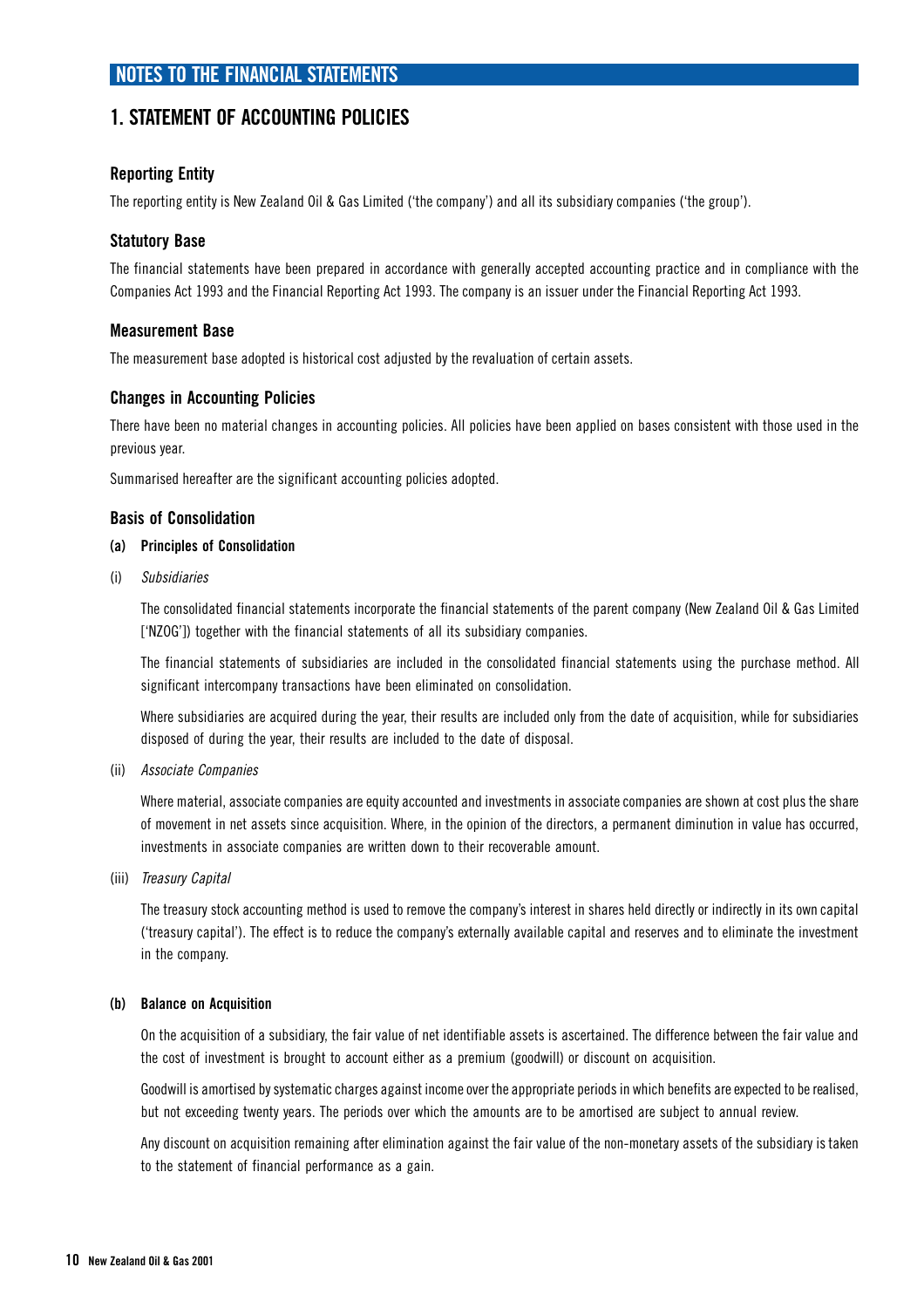# NOTES TO THE FINANCIAL STATEMENTS

## 1. STATEMENT OF ACCOUNTING POLICIES

### Reporting Entity

The reporting entity is New Zealand Oil & Gas Limited ('the company') and all its subsidiary companies ('the group').

### Statutory Base

The financial statements have been prepared in accordance with generally accepted accounting practice and in compliance with the Companies Act 1993 and the Financial Reporting Act 1993. The company is an issuer under the Financial Reporting Act 1993.

### Measurement Base

The measurement base adopted is historical cost adjusted by the revaluation of certain assets.

### Changes in Accounting Policies

There have been no material changes in accounting policies. All policies have been applied on bases consistent with those used in the previous year.

Summarised hereafter are the significant accounting policies adopted.

### Basis of Consolidation

**(a) Principles of Consolidation**

(i) *Subsidiaries*

The consolidated financial statements incorporate the financial statements of the parent company (New Zealand Oil & Gas Limited ['NZOG']) together with the financial statements of all its subsidiary companies.

The financial statements of subsidiaries are included in the consolidated financial statements using the purchase method. All significant intercompany transactions have been eliminated on consolidation.

Where subsidiaries are acquired during the year, their results are included only from the date of acquisition, while for subsidiaries disposed of during the year, their results are included to the date of disposal.

(ii) *Associate Companies*

Where material, associate companies are equity accounted and investments in associate companies are shown at cost plus the share of movement in net assets since acquisition. Where, in the opinion of the directors, a permanent diminution in value has occurred, investments in associate companies are written down to their recoverable amount.

(iii) *Treasury Capital*

The treasury stock accounting method is used to remove the company's interest in shares held directly or indirectly in its own capital ('treasury capital'). The effect is to reduce the company's externally available capital and reserves and to eliminate the investment in the company.

**(b) Balance on Acquisition**

On the acquisition of a subsidiary, the fair value of net identifiable assets is ascertained. The difference between the fair value and the cost of investment is brought to account either as a premium (goodwill) or discount on acquisition.

Goodwill is amortised by systematic charges against income over the appropriate periods in which benefits are expected to be realised, but not exceeding twenty years. The periods over which the amounts are to be amortised are subject to annual review.

Any discount on acquisition remaining after elimination against the fair value of the non-monetary assets of the subsidiary is taken to the statement of financial performance as a gain.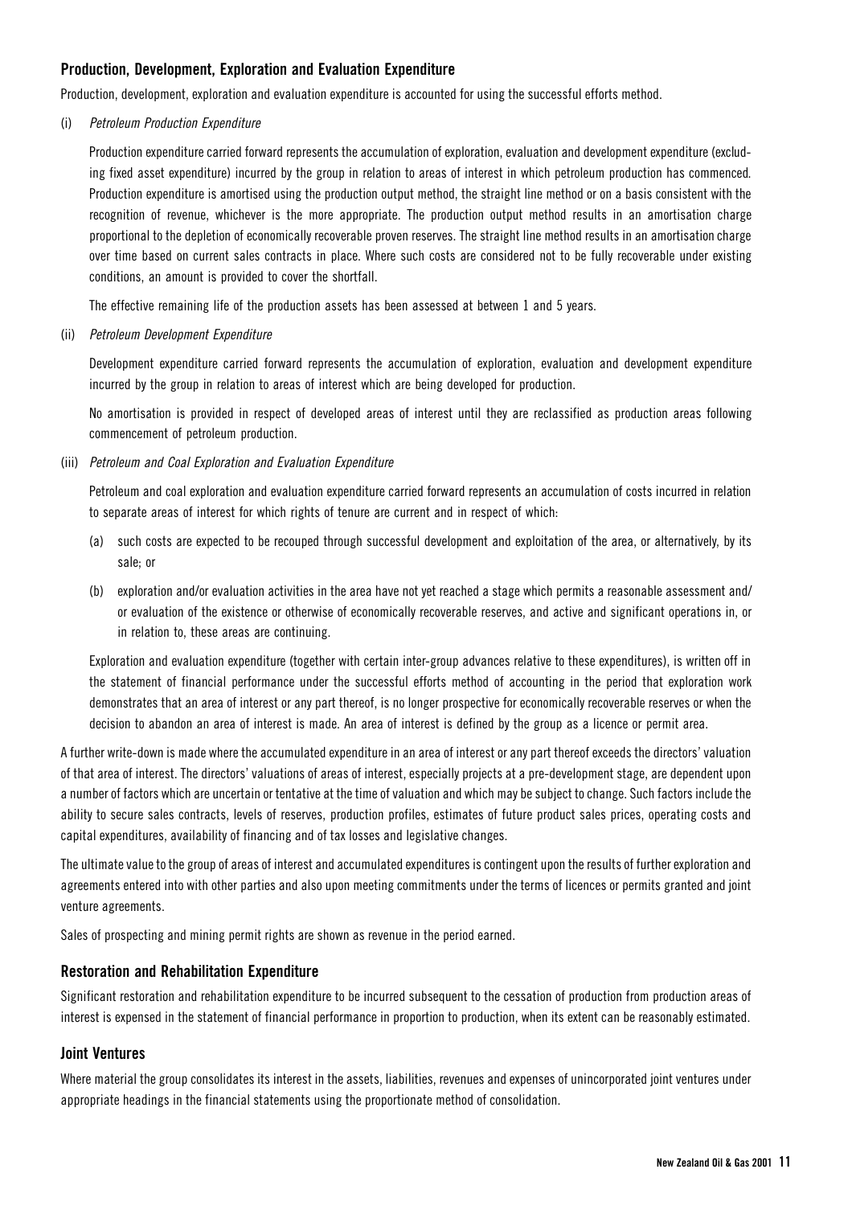## Production, Development, Exploration and Evaluation Expenditure

Production, development, exploration and evaluation expenditure is accounted for using the successful efforts method.

(i) *Petroleum Production Expenditure*

Production expenditure carried forward represents the accumulation of exploration, evaluation and development expenditure (excluding fixed asset expenditure) incurred by the group in relation to areas of interest in which petroleum production has commenced. Production expenditure is amortised using the production output method, the straight line method or on a basis consistent with the recognition of revenue, whichever is the more appropriate. The production output method results in an amortisation charge proportional to the depletion of economically recoverable proven reserves. The straight line method results in an amortisation charge over time based on current sales contracts in place. Where such costs are considered not to be fully recoverable under existing conditions, an amount is provided to cover the shortfall.

The effective remaining life of the production assets has been assessed at between 1 and 5 years.

(ii) *Petroleum Development Expenditure*

Development expenditure carried forward represents the accumulation of exploration, evaluation and development expenditure incurred by the group in relation to areas of interest which are being developed for production.

No amortisation is provided in respect of developed areas of interest until they are reclassified as production areas following commencement of petroleum production.

(iii) *Petroleum and Coal Exploration and Evaluation Expenditure*

Petroleum and coal exploration and evaluation expenditure carried forward represents an accumulation of costs incurred in relation to separate areas of interest for which rights of tenure are current and in respect of which:

(a) such costs are expected to be recouped through successful development and exploitation of the area, or alternatively, by its sale; or

(b) exploration and/or evaluation activities in the area have not yet reached a stage which permits a reasonable assessment and/or evaluation of the existence or otherwise of economically recoverable reserves, and active and significant operations in, or in relation to, these areas are continuing.

Exploration and evaluation expenditure (together with certain inter-group advances relative to these expenditures), is written off in the statement of financial performance under the successful efforts method of accounting in the period that exploration work demonstrates that an area of interest or any part thereof, is no longer prospective for economically recoverable reserves or when the decision to abandon an area of interest is made. An area of interest is defined by the group as a licence or permit area.

A further write-down is made where the accumulated expenditure in an area of interest or any part thereof exceeds the directors' valuation of that area of interest. The directors' valuations of areas of interest, especially projects at a pre-development stage, are dependent upon a number of factors which are uncertain or tentative at the time of valuation and which may be subject to change. Such factors include the ability to secure sales contracts, levels of reserves, production profiles, estimates of future product sales prices, operating costs and capital expenditures, availability of financing and of tax losses and legislative changes.

The ultimate value to the group of areas of interest and accumulated expenditures is contingent upon the results of further exploration and agreements entered into with other parties and also upon meeting commitments under the terms of licences or permits granted and joint venture agreements.

Sales of prospecting and mining permit rights are shown as revenue in the period earned.

## Restoration and Rehabilitation Expenditure

Significant restoration and rehabilitation expenditure to be incurred subsequent to the cessation of production from production areas of interest is expensed in the statement of financial performance in proportion to production, when its extent can be reasonably estimated.

## Joint Ventures

Where material the group consolidates its interest in the assets, liabilities, revenues and expenses of unincorporated joint ventures under appropriate headings in the financial statements using the proportionate method of consolidation.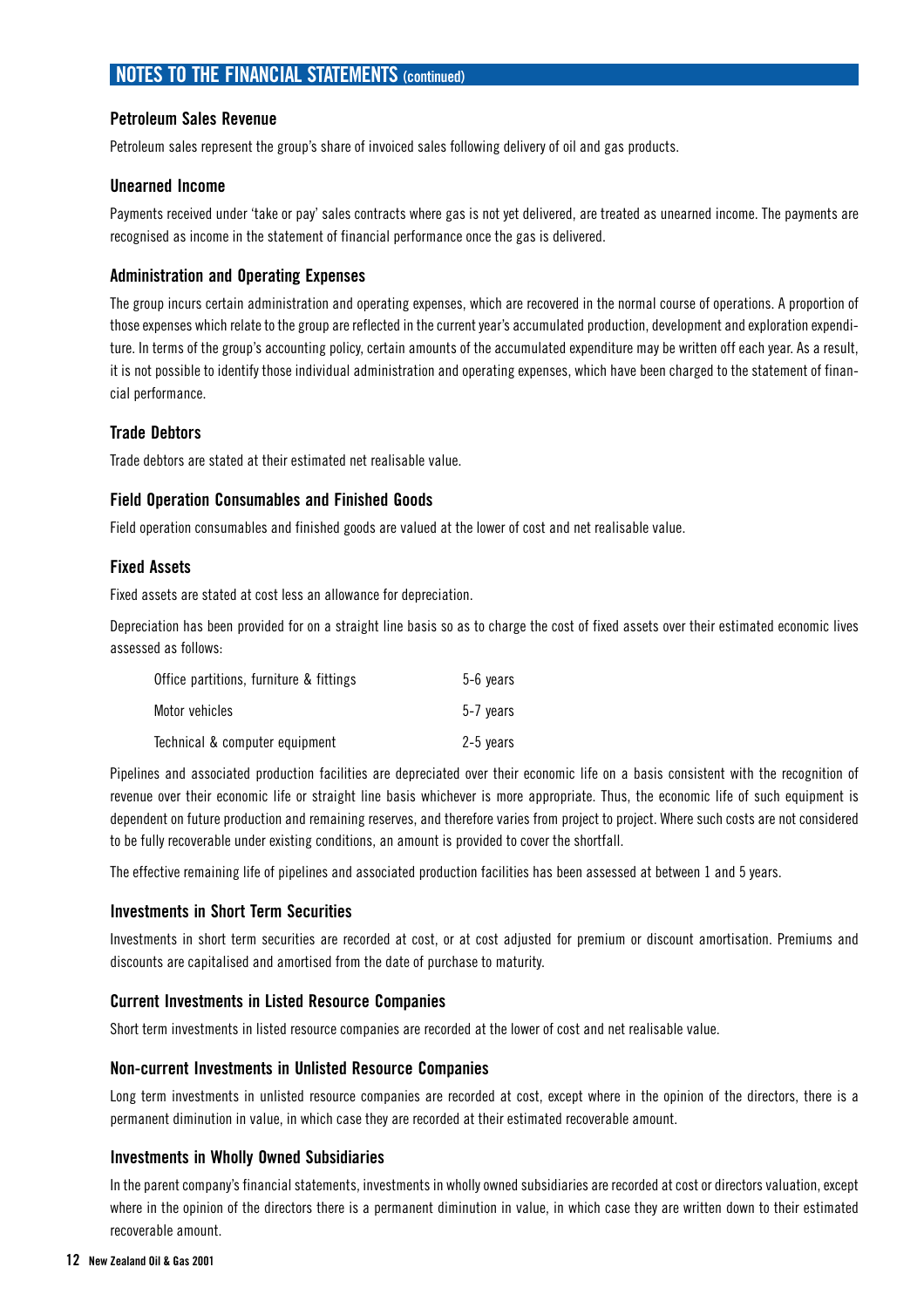## NOTES TO THE FINANCIAL STATEMENTS (continued)

### Petroleum Sales Revenue

Petroleum sales represent the group's share of invoiced sales following delivery of oil and gas products.

### Unearned Income

Payments received under 'take or pay' sales contracts where gas is not yet delivered, are treated as unearned income. The payments are recognised as income in the statement of financial performance once the gas is delivered.

### Administration and Operating Expenses

The group incurs certain administration and operating expenses, which are recovered in the normal course of operations. A proportion of those expenses which relate to the group are reflected in the current year's accumulated production, development and exploration expenditure. In terms of the group's accounting policy, certain amounts of the accumulated expenditure may be written off each year. As a result, it is not possible to identify those individual administration and operating expenses, which have been charged to the statement of financial performance.

### Trade Debtors

Trade debtors are stated at their estimated net realisable value.

### Field Operation Consumables and Finished Goods

Field operation consumables and finished goods are valued at the lower of cost and net realisable value.

### Fixed Assets

Fixed assets are stated at cost less an allowance for depreciation.

Depreciation has been provided for on a straight line basis so as to charge the cost of fixed assets over their estimated economic lives assessed as follows:

| | |
|---|---|
| Office partitions, furniture & fittings | 5-6 years |
| Motor vehicles | 5-7 years |
| Technical & computer equipment | 2-5 years |

Pipelines and associated production facilities are depreciated over their economic life on a basis consistent with the recognition of revenue over their economic life or straight line basis whichever is more appropriate. Thus, the economic life of such equipment is dependent on future production and remaining reserves, and therefore varies from project to project. Where such costs are not considered to be fully recoverable under existing conditions, an amount is provided to cover the shortfall.

The effective remaining life of pipelines and associated production facilities has been assessed at between 1 and 5 years.

### Investments in Short Term Securities

Investments in short term securities are recorded at cost, or at cost adjusted for premium or discount amortisation. Premiums and discounts are capitalised and amortised from the date of purchase to maturity.

### Current Investments in Listed Resource Companies

Short term investments in listed resource companies are recorded at the lower of cost and net realisable value.

### Non-current Investments in Unlisted Resource Companies

Long term investments in unlisted resource companies are recorded at cost, except where in the opinion of the directors, there is a permanent diminution in value, in which case they are recorded at their estimated recoverable amount.

### Investments in Wholly Owned Subsidiaries

In the parent company's financial statements, investments in wholly owned subsidiaries are recorded at cost or directors valuation, except where in the opinion of the directors there is a permanent diminution in value, in which case they are written down to their estimated recoverable amount.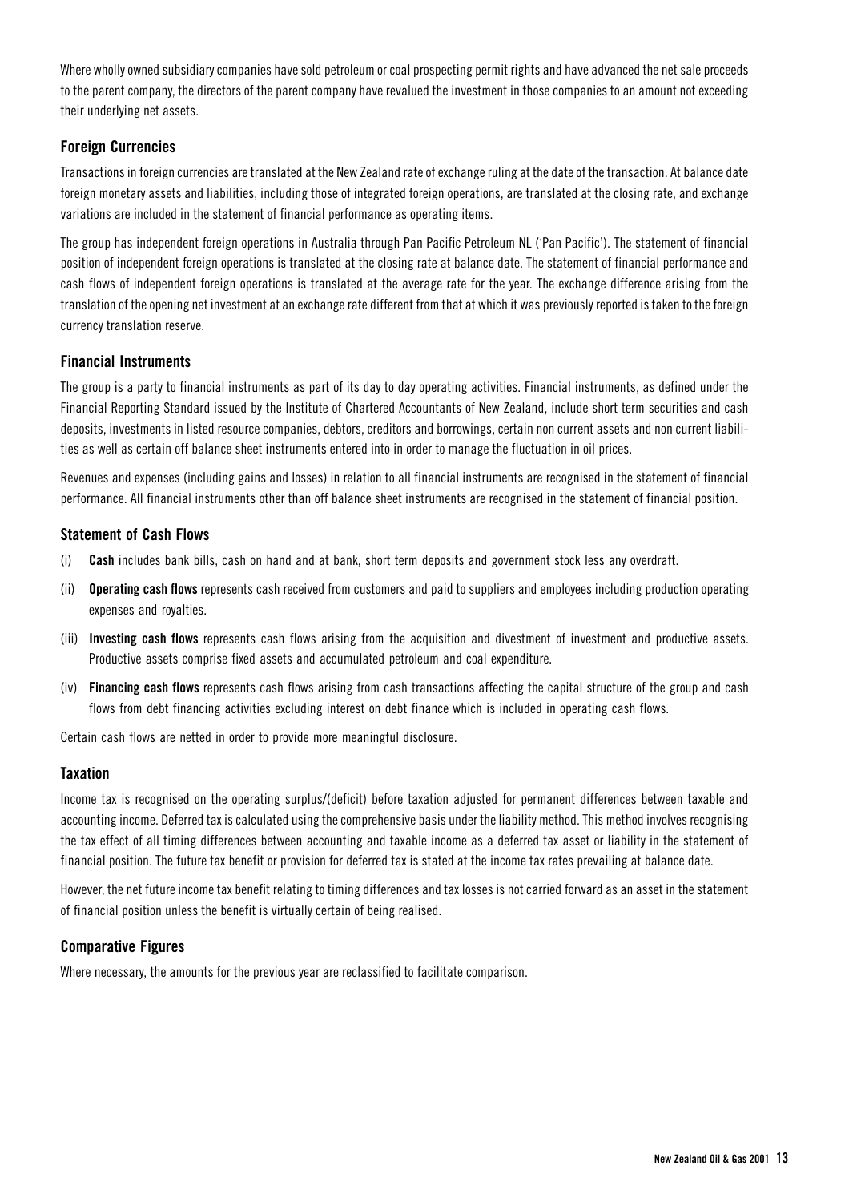Where wholly owned subsidiary companies have sold petroleum or coal prospecting permit rights and have advanced the net sale proceeds to the parent company, the directors of the parent company have revalued the investment in those companies to an amount not exceeding their underlying net assets.

### Foreign Currencies

Transactions in foreign currencies are translated at the New Zealand rate of exchange ruling at the date of the transaction. At balance date foreign monetary assets and liabilities, including those of integrated foreign operations, are translated at the closing rate, and exchange variations are included in the statement of financial performance as operating items.

The group has independent foreign operations in Australia through Pan Pacific Petroleum NL ('Pan Pacific'). The statement of financial position of independent foreign operations is translated at the closing rate at balance date. The statement of financial performance and cash flows of independent foreign operations is translated at the average rate for the year. The exchange difference arising from the translation of the opening net investment at an exchange rate different from that at which it was previously reported is taken to the foreign currency translation reserve.

### Financial Instruments

The group is a party to financial instruments as part of its day to day operating activities. Financial instruments, as defined under the Financial Reporting Standard issued by the Institute of Chartered Accountants of New Zealand, include short term securities and cash deposits, investments in listed resource companies, debtors, creditors and borrowings, certain non current assets and non current liabilities as well as certain off balance sheet instruments entered into in order to manage the fluctuation in oil prices.

Revenues and expenses (including gains and losses) in relation to all financial instruments are recognised in the statement of financial performance. All financial instruments other than off balance sheet instruments are recognised in the statement of financial position.

### Statement of Cash Flows

(i) **Cash** includes bank bills, cash on hand and at bank, short term deposits and government stock less any overdraft.

(ii) **Operating cash flows** represents cash received from customers and paid to suppliers and employees including production operating expenses and royalties.

(iii) **Investing cash flows** represents cash flows arising from the acquisition and divestment of investment and productive assets. Productive assets comprise fixed assets and accumulated petroleum and coal expenditure.

(iv) **Financing cash flows** represents cash flows arising from cash transactions affecting the capital structure of the group and cash flows from debt financing activities excluding interest on debt finance which is included in operating cash flows.

Certain cash flows are netted in order to provide more meaningful disclosure.

### Taxation

Income tax is recognised on the operating surplus/(deficit) before taxation adjusted for permanent differences between taxable and accounting income. Deferred tax is calculated using the comprehensive basis under the liability method. This method involves recognising the tax effect of all timing differences between accounting and taxable income as a deferred tax asset or liability in the statement of financial position. The future tax benefit or provision for deferred tax is stated at the income tax rates prevailing at balance date.

However, the net future income tax benefit relating to timing differences and tax losses is not carried forward as an asset in the statement of financial position unless the benefit is virtually certain of being realised.

### Comparative Figures

Where necessary, the amounts for the previous year are reclassified to facilitate comparison.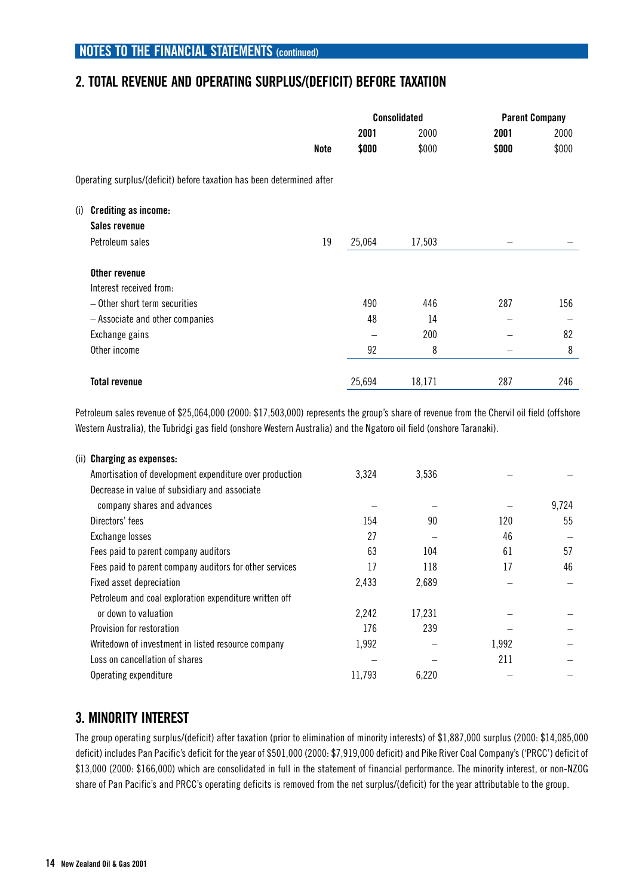## NOTES TO THE FINANCIAL STATEMENTS (continued)

## 2. TOTAL REVENUE AND OPERATING SURPLUS/(DEFICIT) BEFORE TAXATION

| | Note | Consolidated | | Parent Company | |
|---|---|---|---|---|---|
| | | **2001** | 2000 | **2001** | 2000 |
| | | **$000** | $000 | **$000** | $000 |
| Operating surplus/(deficit) before taxation has been determined after | | | | | |
| (i) **Crediting as income:** | | | | | |
| **Sales revenue** | | | | | |
| Petroleum sales | 19 | 25,064 | 17,503 | – | – |
| **Other revenue** | | | | | |
| Interest received from: | | | | | |
| – Other short term securities | | 490 | 446 | 287 | 156 |
| – Associate and other companies | | 48 | 14 | – | – |
| Exchange gains | | – | 200 | – | 82 |
| Other income | | 92 | 8 | – | 8 |
| **Total revenue** | | 25,694 | 18,171 | 287 | 246 |

Petroleum sales revenue of $25,064,000 (2000: $17,503,000) represents the group's share of revenue from the Chervil oil field (offshore Western Australia), the Tubridgi gas field (onshore Western Australia) and the Ngatoro oil field (onshore Taranaki).

| | Consolidated 2001 $000 | Consolidated 2000 $000 | Parent Company 2001 $000 | Parent Company 2000 $000 |
|---|---|---|---|---|
| (ii) **Charging as expenses:** | | | | |
| Amortisation of development expenditure over production | 3,324 | 3,536 | – | – |
| Decrease in value of subsidiary and associate company shares and advances | – | – | – | 9,724 |
| Directors' fees | 154 | 90 | 120 | 55 |
| Exchange losses | 27 | – | 46 | – |
| Fees paid to parent company auditors | 63 | 104 | 61 | 57 |
| Fees paid to parent company auditors for other services | 17 | 118 | 17 | 46 |
| Fixed asset depreciation | 2,433 | 2,689 | – | – |
| Petroleum and coal exploration expenditure written off or down to valuation | 2,242 | 17,231 | – | – |
| Provision for restoration | 176 | 239 | – | – |
| Writedown of investment in listed resource company | 1,992 | – | 1,992 | – |
| Loss on cancellation of shares | – | – | 211 | – |
| Operating expenditure | 11,793 | 6,220 | – | – |

## 3. MINORITY INTEREST

The group operating surplus/(deficit) after taxation (prior to elimination of minority interests) of $1,887,000 surplus (2000: $14,085,000 deficit) includes Pan Pacific's deficit for the year of $501,000 (2000: $7,919,000 deficit) and Pike River Coal Company's ('PRCC') deficit of $13,000 (2000: $166,000) which are consolidated in full in the statement of financial performance. The minority interest, or non-NZOG share of Pan Pacific's and PRCC's operating deficits is removed from the net surplus/(deficit) for the year attributable to the group.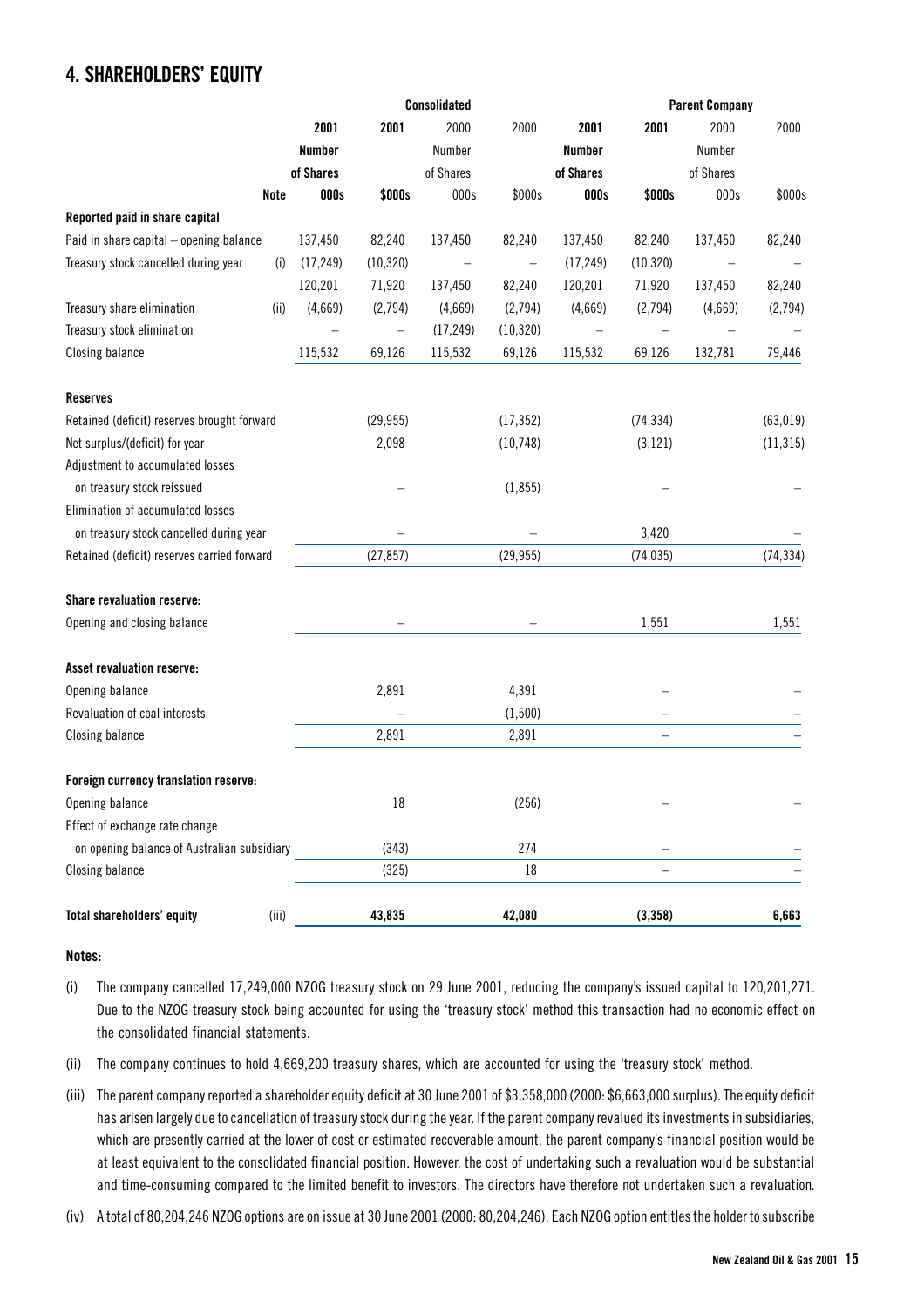## 4. SHAREHOLDERS' EQUITY

| | | Consolidated | | | | Parent Company | | | |
|---|---|---|---|---|---|---|---|---|---|
| | | **2001** | **2001** | 2000 | 2000 | **2001** | **2001** | 2000 | 2000 |
| | | **Number of Shares** | | Number of Shares | | **Number of Shares** | | Number of Shares | |
| | **Note** | **000s** | **$000s** | 000s | $000s | **000s** | **$000s** | 000s | $000s |
| **Reported paid in share capital** | | | | | | | | | |
| Paid in share capital – opening balance | | 137,450 | 82,240 | 137,450 | 82,240 | 137,450 | 82,240 | 137,450 | 82,240 |
| Treasury stock cancelled during year | (i) | (17,249) | (10,320) | – | – | (17,249) | (10,320) | – | – |
| | | 120,201 | 71,920 | 137,450 | 82,240 | 120,201 | 71,920 | 137,450 | 82,240 |
| Treasury share elimination | (ii) | (4,669) | (2,794) | (4,669) | (2,794) | (4,669) | (2,794) | (4,669) | (2,794) |
| Treasury stock elimination | | – | – | (17,249) | (10,320) | – | – | – | – |
| Closing balance | | 115,532 | 69,126 | 115,532 | 69,126 | 115,532 | 69,126 | 132,781 | 79,446 |
| **Reserves** | | | | | | | | | |
| Retained (deficit) reserves brought forward | | | (29,955) | | (17,352) | | (74,334) | | (63,019) |
| Net surplus/(deficit) for year | | | 2,098 | | (10,748) | | (3,121) | | (11,315) |
| Adjustment to accumulated losses on treasury stock reissued | | | – | | (1,855) | | – | | – |
| Elimination of accumulated losses on treasury stock cancelled during year | | | – | | – | | 3,420 | | – |
| Retained (deficit) reserves carried forward | | | (27,857) | | (29,955) | | (74,035) | | (74,334) |
| **Share revaluation reserve:** | | | | | | | | | |
| Opening and closing balance | | | – | | – | | 1,551 | | 1,551 |
| **Asset revaluation reserve:** | | | | | | | | | |
| Opening balance | | | 2,891 | | 4,391 | | – | | – |
| Revaluation of coal interests | | | – | | (1,500) | | – | | – |
| Closing balance | | | 2,891 | | 2,891 | | – | | – |
| **Foreign currency translation reserve:** | | | | | | | | | |
| Opening balance | | | 18 | | (256) | | – | | – |
| Effect of exchange rate change on opening balance of Australian subsidiary | | | (343) | | 274 | | – | | – |
| Closing balance | | | (325) | | 18 | | – | | – |
| **Total shareholders' equity** | (iii) | | **43,835** | | **42,080** | | **(3,358)** | | **6,663** |

**Notes:**

(i) The company cancelled 17,249,000 NZOG treasury stock on 29 June 2001, reducing the company's issued capital to 120,201,271. Due to the NZOG treasury stock being accounted for using the 'treasury stock' method this transaction had no economic effect on the consolidated financial statements.

(ii) The company continues to hold 4,669,200 treasury shares, which are accounted for using the 'treasury stock' method.

(iii) The parent company reported a shareholder equity deficit at 30 June 2001 of $3,358,000 (2000: $6,663,000 surplus). The equity deficit has arisen largely due to cancellation of treasury stock during the year. If the parent company revalued its investments in subsidiaries, which are presently carried at the lower of cost or estimated recoverable amount, the parent company's financial position would be at least equivalent to the consolidated financial position. However, the cost of undertaking such a revaluation would be substantial and time-consuming compared to the limited benefit to investors. The directors have therefore not undertaken such a revaluation.

(iv) A total of 80,204,246 NZOG options are on issue at 30 June 2001 (2000: 80,204,246). Each NZOG option entitles the holder to subscribe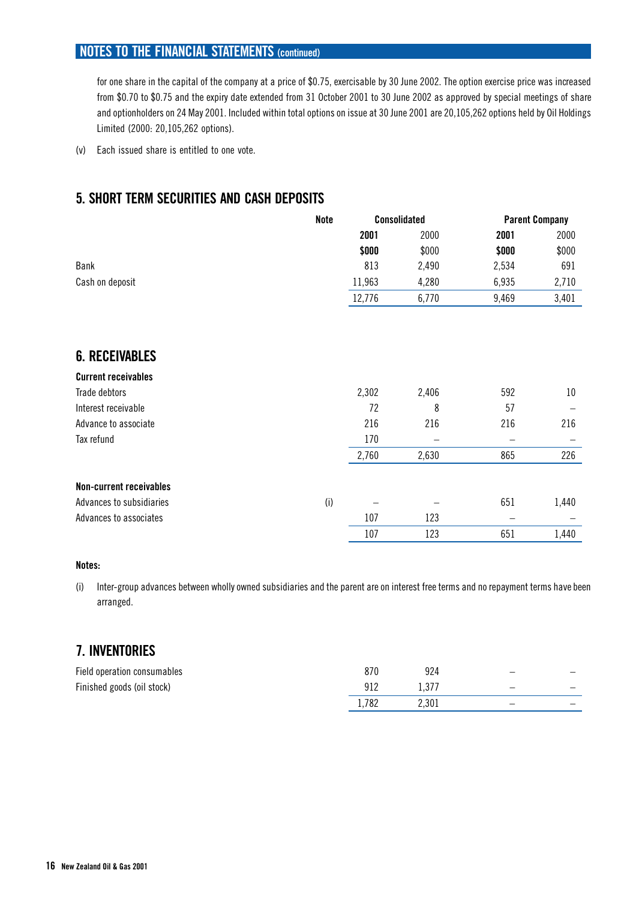for one share in the capital of the company at a price of $0.75, exercisable by 30 June 2002. The option exercise price was increased from $0.70 to $0.75 and the expiry date extended from 31 October 2001 to 30 June 2002 as approved by special meetings of share and optionholders on 24 May 2001. Included within total options on issue at 30 June 2001 are 20,105,262 options held by Oil Holdings Limited (2000: 20,105,262 options).

(v) Each issued share is entitled to one vote.

## 5. SHORT TERM SECURITIES AND CASH DEPOSITS

| | Note | Consolidated | | Parent Company | |
|---|---|---|---|---|---|
| | | **2001** | 2000 | **2001** | 2000 |
| | | **$000** | $000 | **$000** | $000 |
| Bank | | 813 | 2,490 | 2,534 | 691 |
| Cash on deposit | | 11,963 | 4,280 | 6,935 | 2,710 |
| | | 12,776 | 6,770 | 9,469 | 3,401 |

## 6. RECEIVABLES

| | Note | Consolidated | | Parent Company | |
|---|---|---|---|---|---|
| | | **2001** | 2000 | **2001** | 2000 |
| | | **$000** | $000 | **$000** | $000 |
| **Current receivables** | | | | | |
| Trade debtors | | 2,302 | 2,406 | 592 | 10 |
| Interest receivable | | 72 | 8 | 57 | – |
| Advance to associate | | 216 | 216 | 216 | 216 |
| Tax refund | | 170 | – | – | – |
| | | 2,760 | 2,630 | 865 | 226 |
| **Non-current receivables** | | | | | |
| Advances to subsidiaries | (i) | – | – | 651 | 1,440 |
| Advances to associates | | 107 | 123 | – | – |
| | | 107 | 123 | 651 | 1,440 |

**Notes:**

(i) Inter-group advances between wholly owned subsidiaries and the parent are on interest free terms and no repayment terms have been arranged.

## 7. INVENTORIES

| | Note | Consolidated | | Parent Company | |
|---|---|---|---|---|---|
| | | **2001** | 2000 | **2001** | 2000 |
| | | **$000** | $000 | **$000** | $000 |
| Field operation consumables | | 870 | 924 | – | – |
| Finished goods (oil stock) | | 912 | 1,377 | – | – |
| | | 1,782 | 2,301 | – | – |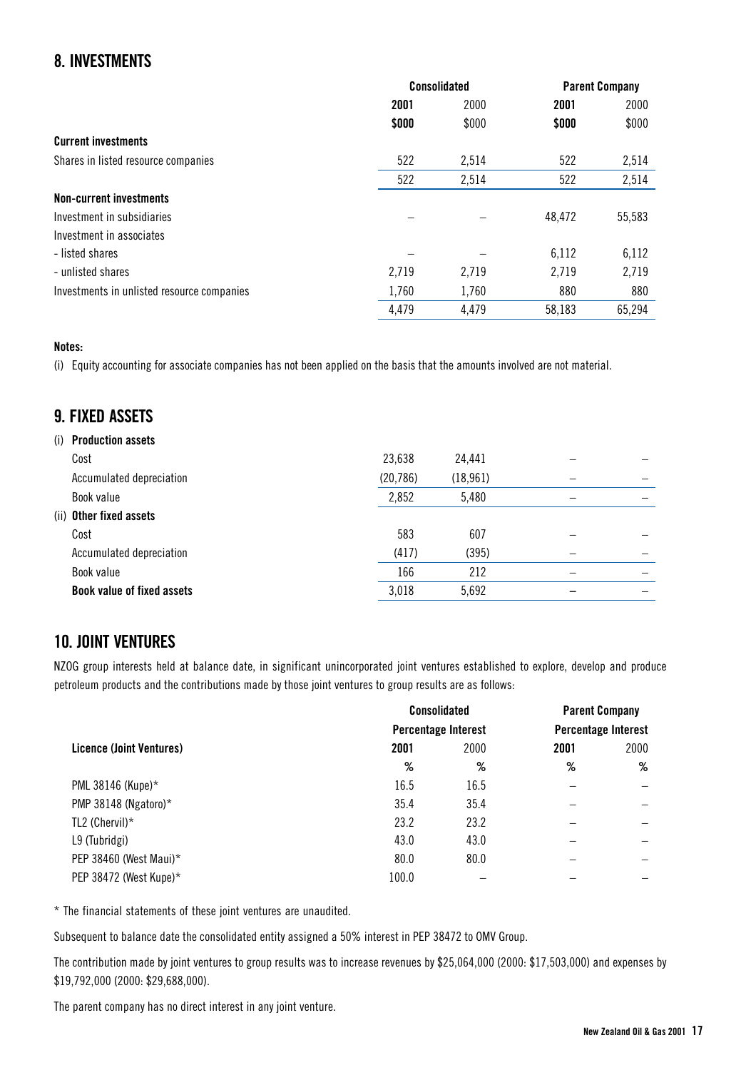## 8. INVESTMENTS

| | Consolidated | | Parent Company | |
|---|---|---|---|---|
| | **2001** | 2000 | **2001** | 2000 |
| | **$000** | $000 | **$000** | $000 |
| **Current investments** | | | | |
| Shares in listed resource companies | 522 | 2,514 | 522 | 2,514 |
| | 522 | 2,514 | 522 | 2,514 |
| **Non-current investments** | | | | |
| Investment in subsidiaries | – | – | 48,472 | 55,583 |
| Investment in associates | | | | |
| - listed shares | – | – | 6,112 | 6,112 |
| - unlisted shares | 2,719 | 2,719 | 2,719 | 2,719 |
| Investments in unlisted resource companies | 1,760 | 1,760 | 880 | 880 |
| | 4,479 | 4,479 | 58,183 | 65,294 |

**Notes:**

(i) Equity accounting for associate companies has not been applied on the basis that the amounts involved are not material.

## 9. FIXED ASSETS

| | Consolidated | | Parent Company | |
|---|---|---|---|---|
| | **2001** | 2000 | **2001** | 2000 |
| **(i) Production assets** | | | | |
| Cost | 23,638 | 24,441 | – | – |
| Accumulated depreciation | (20,786) | (18,961) | – | – |
| Book value | 2,852 | 5,480 | – | – |
| **(ii) Other fixed assets** | | | | |
| Cost | 583 | 607 | – | – |
| Accumulated depreciation | (417) | (395) | – | – |
| Book value | 166 | 212 | – | – |
| **Book value of fixed assets** | 3,018 | 5,692 | – | – |

## 10. JOINT VENTURES

NZOG group interests held at balance date, in significant unincorporated joint ventures established to explore, develop and produce petroleum products and the contributions made by those joint ventures to group results are as follows:

| | Consolidated | | Parent Company | |
|---|---|---|---|---|
| | Percentage Interest | | Percentage Interest | |
| **Licence (Joint Ventures)** | **2001** | 2000 | **2001** | 2000 |
| | % | % | % | % |
| PML 38146 (Kupe)* | 16.5 | 16.5 | – | – |
| PMP 38148 (Ngatoro)* | 35.4 | 35.4 | – | – |
| TL2 (Chervil)* | 23.2 | 23.2 | – | – |
| L9 (Tubridgi) | 43.0 | 43.0 | – | – |
| PEP 38460 (West Maui)* | 80.0 | 80.0 | – | – |
| PEP 38472 (West Kupe)* | 100.0 | – | – | – |

* The financial statements of these joint ventures are unaudited.

Subsequent to balance date the consolidated entity assigned a 50% interest in PEP 38472 to OMV Group.

The contribution made by joint ventures to group results was to increase revenues by $25,064,000 (2000: $17,503,000) and expenses by $19,792,000 (2000: $29,688,000).

The parent company has no direct interest in any joint venture.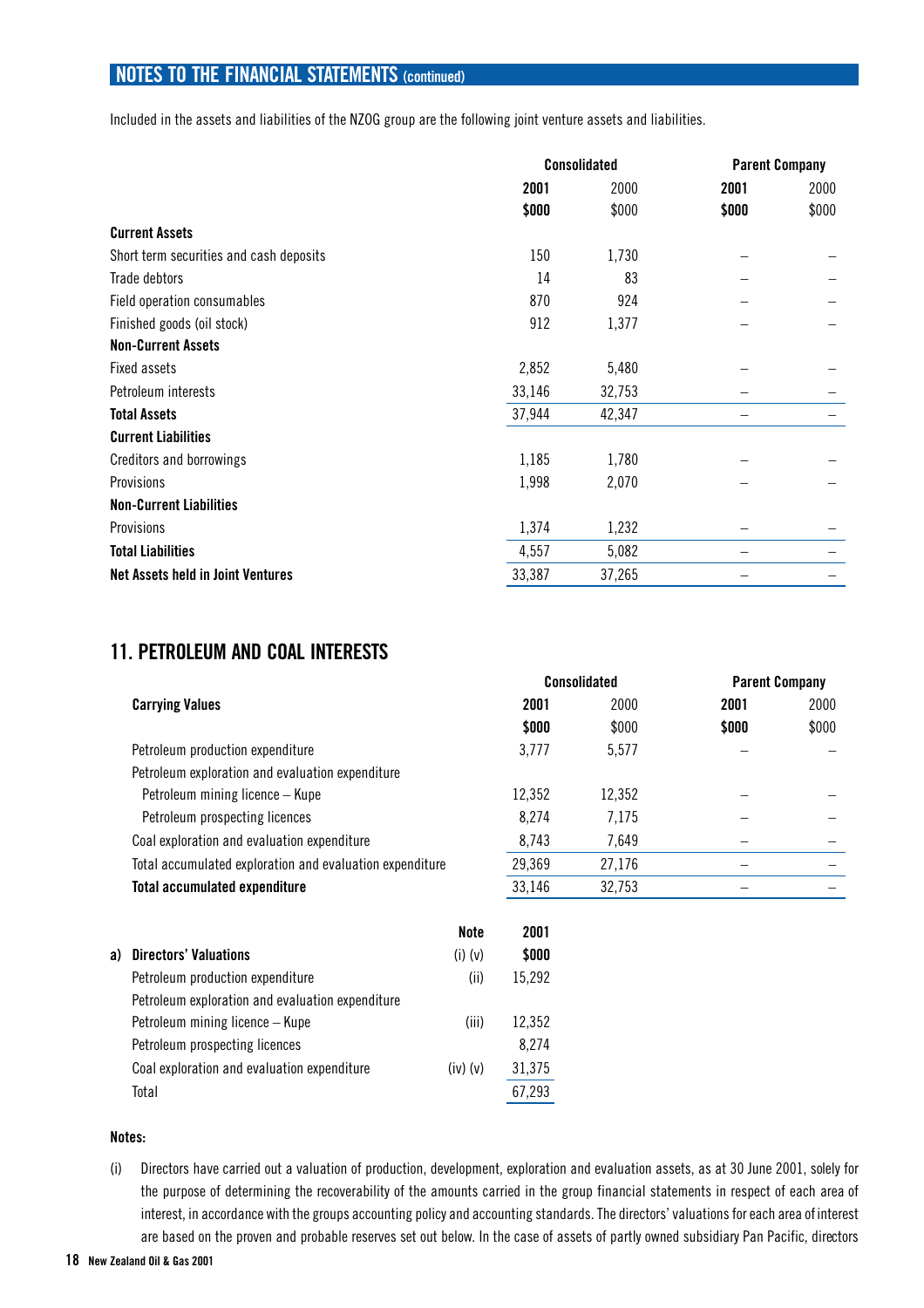## NOTES TO THE FINANCIAL STATEMENTS (continued)

Included in the assets and liabilities of the NZOG group are the following joint venture assets and liabilities.

| | Consolidated | | Parent Company | |
|---|---|---|---|---|
| | **2001** | 2000 | **2001** | 2000 |
| | **$000** | $000 | **$000** | $000 |
| **Current Assets** | | | | |
| Short term securities and cash deposits | 150 | 1,730 | – | – |
| Trade debtors | 14 | 83 | – | – |
| Field operation consumables | 870 | 924 | – | – |
| Finished goods (oil stock) | 912 | 1,377 | – | – |
| **Non-Current Assets** | | | | |
| Fixed assets | 2,852 | 5,480 | – | – |
| Petroleum interests | 33,146 | 32,753 | – | – |
| **Total Assets** | 37,944 | 42,347 | – | – |
| **Current Liabilities** | | | | |
| Creditors and borrowings | 1,185 | 1,780 | – | – |
| Provisions | 1,998 | 2,070 | – | – |
| **Non-Current Liabilities** | | | | |
| Provisions | 1,374 | 1,232 | – | – |
| **Total Liabilities** | 4,557 | 5,082 | – | – |
| **Net Assets held in Joint Ventures** | 33,387 | 37,265 | – | – |

## 11. PETROLEUM AND COAL INTERESTS

| | Consolidated | | Parent Company | |
|---|---|---|---|---|
| **Carrying Values** | **2001** | 2000 | **2001** | 2000 |
| | **$000** | $000 | **$000** | $000 |
| Petroleum production expenditure | 3,777 | 5,577 | – | – |
| Petroleum exploration and evaluation expenditure | | | | |
| Petroleum mining licence – Kupe | 12,352 | 12,352 | – | – |
| Petroleum prospecting licences | 8,274 | 7,175 | – | – |
| Coal exploration and evaluation expenditure | 8,743 | 7,649 | – | – |
| Total accumulated exploration and evaluation expenditure | 29,369 | 27,176 | – | – |
| **Total accumulated expenditure** | 33,146 | 32,753 | – | – |

| | | Note | 2001 |
|---|---|---|---|
| a) | **Directors' Valuations** | (i) (v) | **$000** |
| | Petroleum production expenditure | (ii) | 15,292 |
| | Petroleum exploration and evaluation expenditure | | |
| | Petroleum mining licence – Kupe | (iii) | 12,352 |
| | Petroleum prospecting licences | | 8,274 |
| | Coal exploration and evaluation expenditure | (iv) (v) | 31,375 |
| | Total | | 67,293 |

**Notes:**

(i) Directors have carried out a valuation of production, development, exploration and evaluation assets, as at 30 June 2001, solely for the purpose of determining the recoverability of the amounts carried in the group financial statements in respect of each area of interest, in accordance with the groups accounting policy and accounting standards. The directors' valuations for each area of interest are based on the proven and probable reserves set out below. In the case of assets of partly owned subsidiary Pan Pacific, directors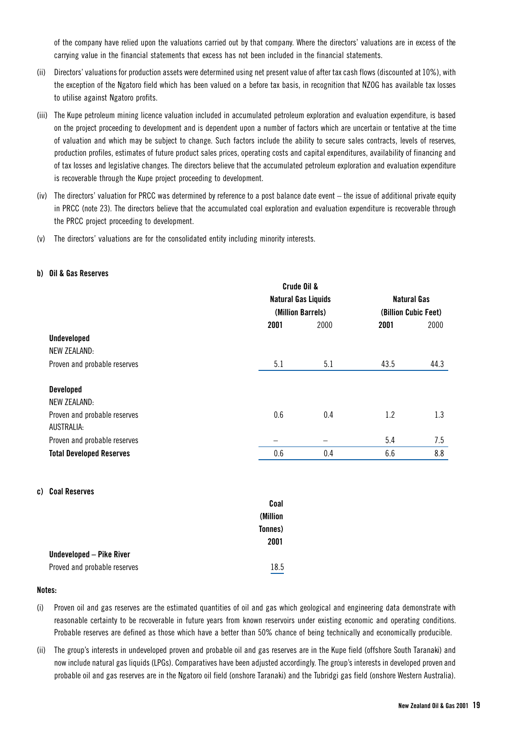of the company have relied upon the valuations carried out by that company. Where the directors' valuations are in excess of the carrying value in the financial statements that excess has not been included in the financial statements.

(ii) Directors' valuations for production assets were determined using net present value of after tax cash flows (discounted at 10%), with the exception of the Ngatoro field which has been valued on a before tax basis, in recognition that NZOG has available tax losses to utilise against Ngatoro profits.

(iii) The Kupe petroleum mining licence valuation included in accumulated petroleum exploration and evaluation expenditure, is based on the project proceeding to development and is dependent upon a number of factors which are uncertain or tentative at the time of valuation and which may be subject to change. Such factors include the ability to secure sales contracts, levels of reserves, production profiles, estimates of future product sales prices, operating costs and capital expenditures, availability of financing and of tax losses and legislative changes. The directors believe that the accumulated petroleum exploration and evaluation expenditure is recoverable through the Kupe project proceeding to development.

(iv) The directors' valuation for PRCC was determined by reference to a post balance date event – the issue of additional private equity in PRCC (note 23). The directors believe that the accumulated coal exploration and evaluation expenditure is recoverable through the PRCC project proceeding to development.

(v) The directors' valuations are for the consolidated entity including minority interests.

**b) Oil & Gas Reserves**

| | Crude Oil & Natural Gas Liquids (Million Barrels) | | Natural Gas (Billion Cubic Feet) | |
|---|---|---|---|---|
| | **2001** | 2000 | **2001** | 2000 |
| **Undeveloped** | | | | |
| NEW ZEALAND: | | | | |
| Proven and probable reserves | 5.1 | 5.1 | 43.5 | 44.3 |
| **Developed** | | | | |
| NEW ZEALAND: | | | | |
| Proven and probable reserves | 0.6 | 0.4 | 1.2 | 1.3 |
| AUSTRALIA: | | | | |
| Proven and probable reserves | – | – | 5.4 | 7.5 |
| **Total Developed Reserves** | 0.6 | 0.4 | 6.6 | 8.8 |

**c) Coal Reserves**

| | Coal (Million Tonnes) |
|---|---|
| | **2001** |
| **Undeveloped – Pike River** | |
| Proved and probable reserves | 18.5 |

**Notes:**

(i) Proven oil and gas reserves are the estimated quantities of oil and gas which geological and engineering data demonstrate with reasonable certainty to be recoverable in future years from known reservoirs under existing economic and operating conditions. Probable reserves are defined as those which have a better than 50% chance of being technically and economically producible.

(ii) The group's interests in undeveloped proven and probable oil and gas reserves are in the Kupe field (offshore South Taranaki) and now include natural gas liquids (LPGs). Comparatives have been adjusted accordingly. The group's interests in developed proven and probable oil and gas reserves are in the Ngatoro oil field (onshore Taranaki) and the Tubridgi gas field (onshore Western Australia).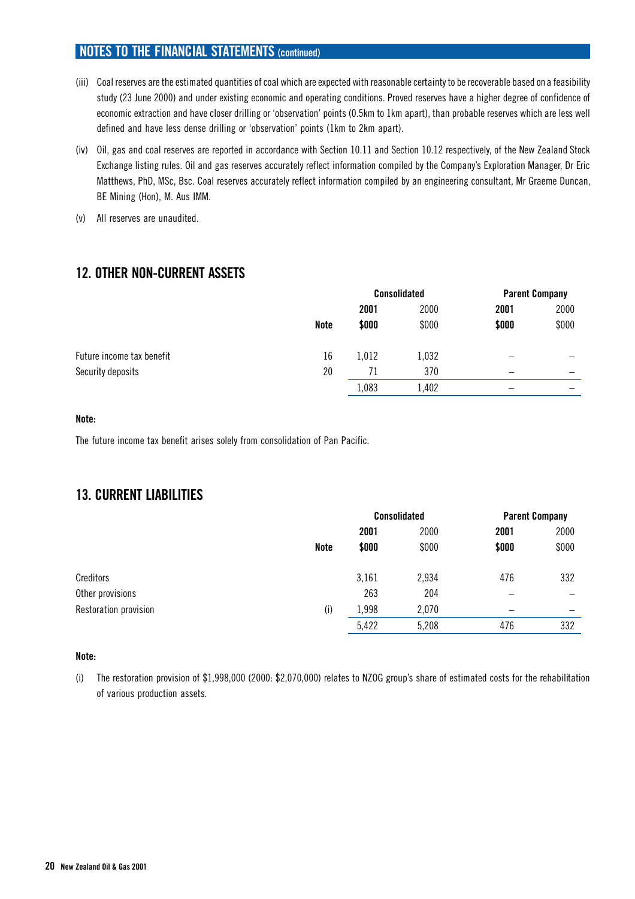(iii) Coal reserves are the estimated quantities of coal which are expected with reasonable certainty to be recoverable based on a feasibility study (23 June 2000) and under existing economic and operating conditions. Proved reserves have a higher degree of confidence of economic extraction and have closer drilling or 'observation' points (0.5km to 1km apart), than probable reserves which are less well defined and have less dense drilling or 'observation' points (1km to 2km apart).

(iv) Oil, gas and coal reserves are reported in accordance with Section 10.11 and Section 10.12 respectively, of the New Zealand Stock Exchange listing rules. Oil and gas reserves accurately reflect information compiled by the Company's Exploration Manager, Dr Eric Matthews, PhD, MSc, Bsc. Coal reserves accurately reflect information compiled by an engineering consultant, Mr Graeme Duncan, BE Mining (Hon), M. Aus IMM.

(v) All reserves are unaudited.

## 12. OTHER NON-CURRENT ASSETS

| | | Consolidated | | Parent Company | |
|---|---|---|---|---|---|
| | | **2001** | 2000 | **2001** | 2000 |
| | **Note** | **$000** | $000 | **$000** | $000 |
| Future income tax benefit | 16 | 1,012 | 1,032 | – | – |
| Security deposits | 20 | 71 | 370 | – | – |
| | | 1,083 | 1,402 | – | – |

**Note:**

The future income tax benefit arises solely from consolidation of Pan Pacific.

## 13. CURRENT LIABILITIES

| | | Consolidated | | Parent Company | |
|---|---|---|---|---|---|
| | | **2001** | 2000 | **2001** | 2000 |
| | **Note** | **$000** | $000 | **$000** | $000 |
| Creditors | | 3,161 | 2,934 | 476 | 332 |
| Other provisions | | 263 | 204 | – | – |
| Restoration provision | (i) | 1,998 | 2,070 | – | – |
| | | 5,422 | 5,208 | 476 | 332 |

**Note:**

(i) The restoration provision of $1,998,000 (2000: $2,070,000) relates to NZOG group's share of estimated costs for the rehabilitation of various production assets.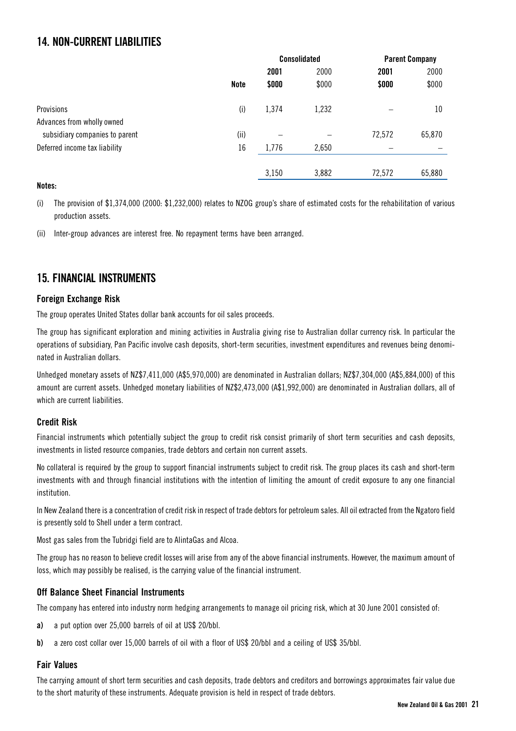## 14. NON-CURRENT LIABILITIES

| | | Consolidated | | Parent Company | |
|---|---|---|---|---|---|
| | | **2001** | 2000 | **2001** | 2000 |
| | **Note** | **$000** | $000 | **$000** | $000 |
| Provisions | (i) | 1,374 | 1,232 | – | 10 |
| Advances from wholly owned subsidiary companies to parent | (ii) | – | – | 72,572 | 65,870 |
| Deferred income tax liability | 16 | 1,776 | 2,650 | – | – |
| | | 3,150 | 3,882 | 72,572 | 65,880 |

**Notes:**

(i) The provision of $1,374,000 (2000: $1,232,000) relates to NZOG group's share of estimated costs for the rehabilitation of various production assets.

(ii) Inter-group advances are interest free. No repayment terms have been arranged.

## 15. FINANCIAL INSTRUMENTS

### Foreign Exchange Risk

The group operates United States dollar bank accounts for oil sales proceeds.

The group has significant exploration and mining activities in Australia giving rise to Australian dollar currency risk. In particular the operations of subsidiary, Pan Pacific involve cash deposits, short-term securities, investment expenditures and revenues being denominated in Australian dollars.

Unhedged monetary assets of NZ$7,411,000 (A$5,970,000) are denominated in Australian dollars; NZ$7,304,000 (A$5,884,000) of this amount are current assets. Unhedged monetary liabilities of NZ$2,473,000 (A$1,992,000) are denominated in Australian dollars, all of which are current liabilities.

### Credit Risk

Financial instruments which potentially subject the group to credit risk consist primarily of short term securities and cash deposits, investments in listed resource companies, trade debtors and certain non current assets.

No collateral is required by the group to support financial instruments subject to credit risk. The group places its cash and short-term investments with and through financial institutions with the intention of limiting the amount of credit exposure to any one financial institution.

In New Zealand there is a concentration of credit risk in respect of trade debtors for petroleum sales. All oil extracted from the Ngatoro field is presently sold to Shell under a term contract.

Most gas sales from the Tubridgi field are to AlintaGas and Alcoa.

The group has no reason to believe credit losses will arise from any of the above financial instruments. However, the maximum amount of loss, which may possibly be realised, is the carrying value of the financial instrument.

### Off Balance Sheet Financial Instruments

The company has entered into industry norm hedging arrangements to manage oil pricing risk, which at 30 June 2001 consisted of:

**a)** a put option over 25,000 barrels of oil at US$ 20/bbl.

**b)** a zero cost collar over 15,000 barrels of oil with a floor of US$ 20/bbl and a ceiling of US$ 35/bbl.

### Fair Values

The carrying amount of short term securities and cash deposits, trade debtors and creditors and borrowings approximates fair value due to the short maturity of these instruments. Adequate provision is held in respect of trade debtors.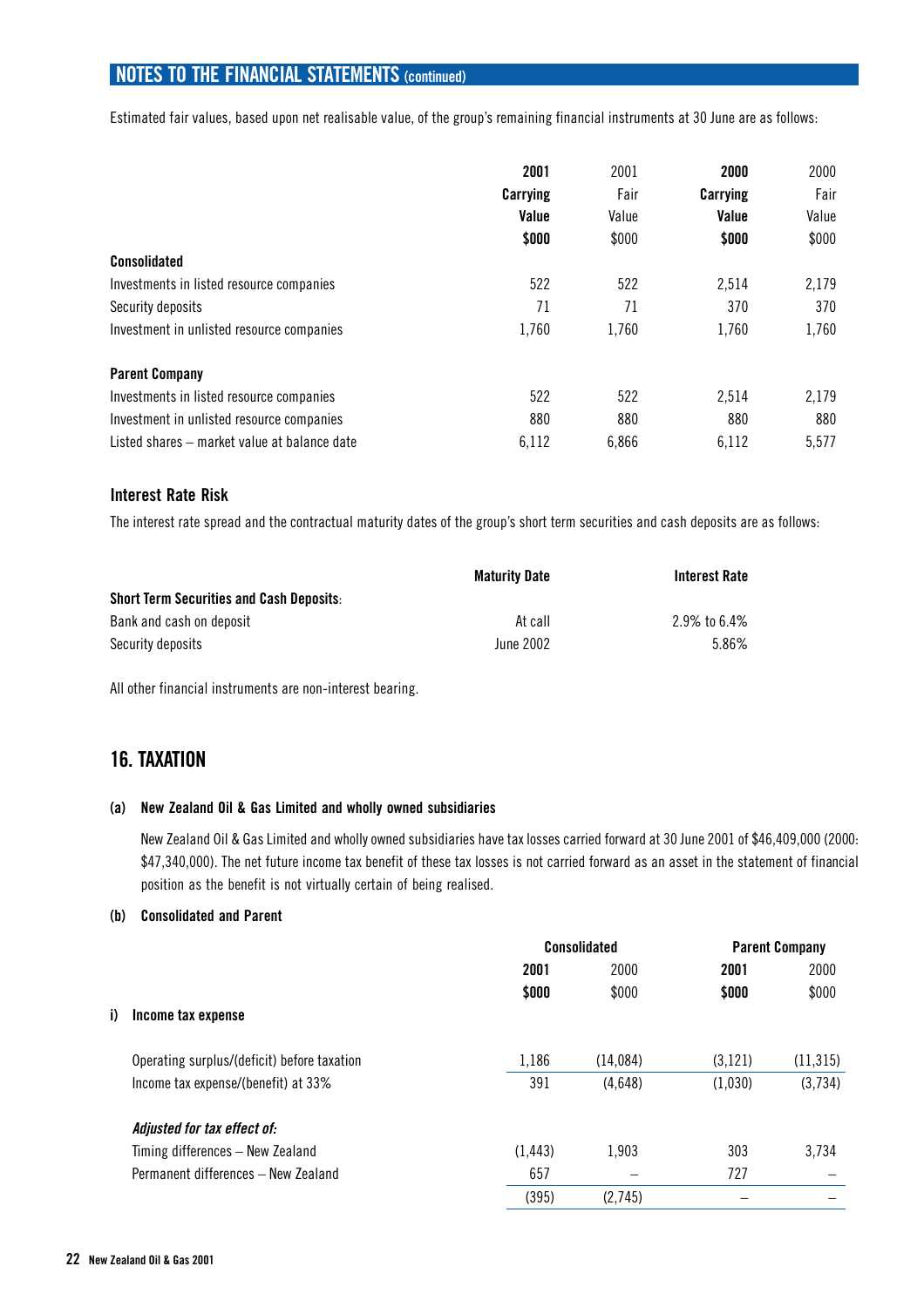## NOTES TO THE FINANCIAL STATEMENTS (continued)

Estimated fair values, based upon net realisable value, of the group's remaining financial instruments at 30 June are as follows:

| | 2001 Carrying Value $000 | 2001 Fair Value $000 | 2000 Carrying Value $000 | 2000 Fair Value $000 |
|---|---|---|---|---|
| **Consolidated** | | | | |
| Investments in listed resource companies | 522 | 522 | 2,514 | 2,179 |
| Security deposits | 71 | 71 | 370 | 370 |
| Investment in unlisted resource companies | 1,760 | 1,760 | 1,760 | 1,760 |
| **Parent Company** | | | | |
| Investments in listed resource companies | 522 | 522 | 2,514 | 2,179 |
| Investment in unlisted resource companies | 880 | 880 | 880 | 880 |
| Listed shares – market value at balance date | 6,112 | 6,866 | 6,112 | 5,577 |

### Interest Rate Risk

The interest rate spread and the contractual maturity dates of the group's short term securities and cash deposits are as follows:

| | Maturity Date | Interest Rate |
|---|---|---|
| **Short Term Securities and Cash Deposits:** | | |
| Bank and cash on deposit | At call | 2.9% to 6.4% |
| Security deposits | June 2002 | 5.86% |

All other financial instruments are non-interest bearing.

## 16. TAXATION

**(a) New Zealand Oil & Gas Limited and wholly owned subsidiaries**

New Zealand Oil & Gas Limited and wholly owned subsidiaries have tax losses carried forward at 30 June 2001 of $46,409,000 (2000: $47,340,000). The net future income tax benefit of these tax losses is not carried forward as an asset in the statement of financial position as the benefit is not virtually certain of being realised.

**(b) Consolidated and Parent**

| | Consolidated | | Parent Company | |
|---|---|---|---|---|
| | 2001 $000 | 2000 $000 | 2001 $000 | 2000 $000 |
| **i) Income tax expense** | | | | |
| Operating surplus/(deficit) before taxation | 1,186 | (14,084) | (3,121) | (11,315) |
| Income tax expense/(benefit) at 33% | 391 | (4,648) | (1,030) | (3,734) |
| ***Adjusted for tax effect of:*** | | | | |
| Timing differences – New Zealand | (1,443) | 1,903 | 303 | 3,734 |
| Permanent differences – New Zealand | 657 | – | 727 | – |
| | (395) | (2,745) | – | – |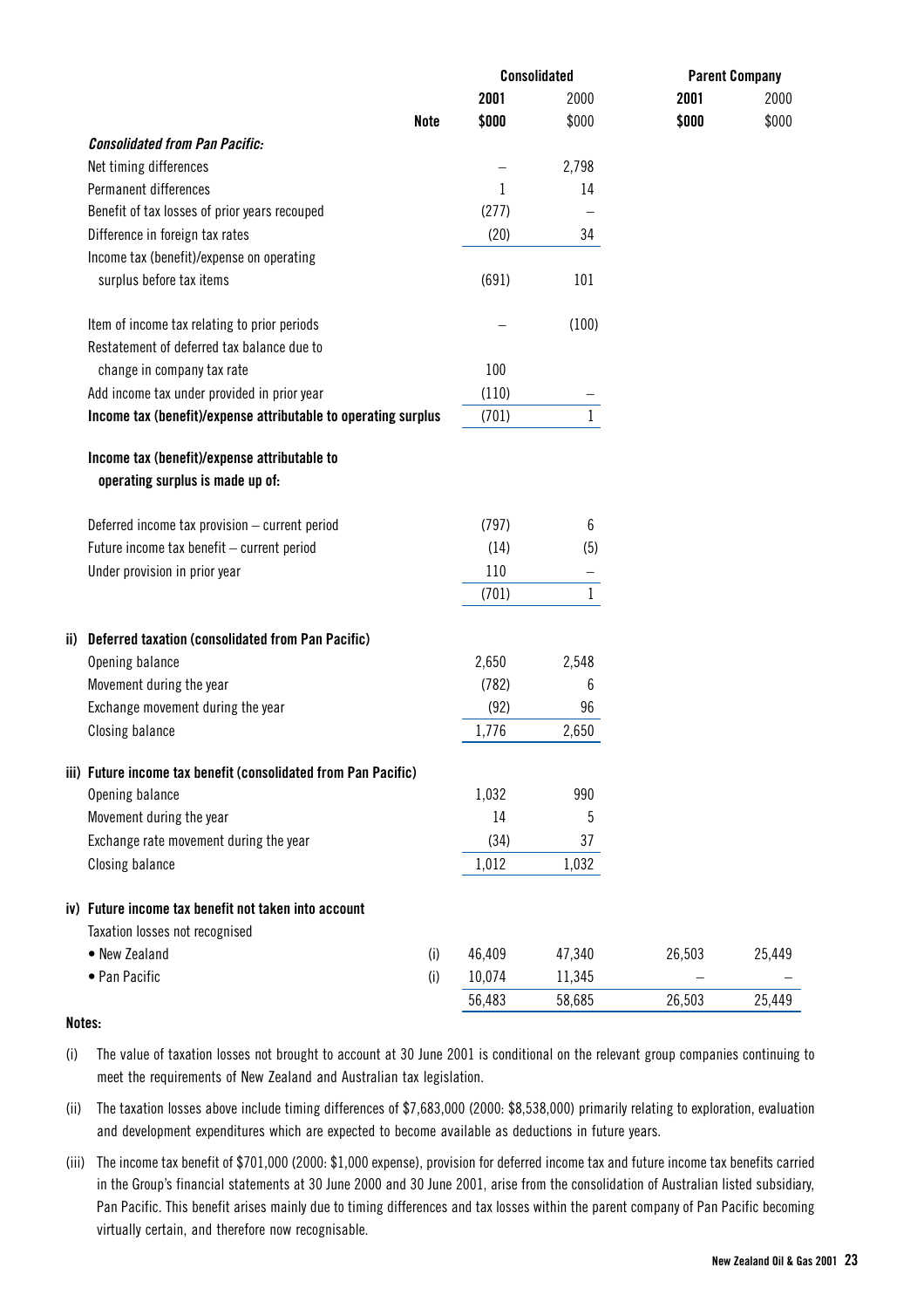| | Note | Consolidated 2001 $000 | Consolidated 2000 $000 | Parent Company 2001 $000 | Parent Company 2000 $000 |
|---|---|---|---|---|---|
| ***Consolidated from Pan Pacific:*** | | | | | |
| Net timing differences | | – | 2,798 | | |
| Permanent differences | | 1 | 14 | | |
| Benefit of tax losses of prior years recouped | | (277) | – | | |
| Difference in foreign tax rates | | (20) | 34 | | |
| Income tax (benefit)/expense on operating surplus before tax items | | (691) | 101 | | |
| Item of income tax relating to prior periods | | – | (100) | | |
| Restatement of deferred tax balance due to change in company tax rate | | 100 | | | |
| Add income tax under provided in prior year | | (110) | – | | |
| **Income tax (benefit)/expense attributable to operating surplus** | | (701) | 1 | | |
| **Income tax (benefit)/expense attributable to operating surplus is made up of:** | | | | | |
| Deferred income tax provision – current period | | (797) | 6 | | |
| Future income tax benefit – current period | | (14) | (5) | | |
| Under provision in prior year | | 110 | – | | |
| | | (701) | 1 | | |
| **ii) Deferred taxation (consolidated from Pan Pacific)** | | | | | |
| Opening balance | | 2,650 | 2,548 | | |
| Movement during the year | | (782) | 6 | | |
| Exchange movement during the year | | (92) | 96 | | |
| Closing balance | | 1,776 | 2,650 | | |
| **iii) Future income tax benefit (consolidated from Pan Pacific)** | | | | | |
| Opening balance | | 1,032 | 990 | | |
| Movement during the year | | 14 | 5 | | |
| Exchange rate movement during the year | | (34) | 37 | | |
| Closing balance | | 1,012 | 1,032 | | |
| **iv) Future income tax benefit not taken into account** | | | | | |
| Taxation losses not recognised | | | | | |
| • New Zealand | (i) | 46,409 | 47,340 | 26,503 | 25,449 |
| • Pan Pacific | (i) | 10,074 | 11,345 | – | – |
| | | 56,483 | 58,685 | 26,503 | 25,449 |

**Notes:**

(i) The value of taxation losses not brought to account at 30 June 2001 is conditional on the relevant group companies continuing to meet the requirements of New Zealand and Australian tax legislation.

(ii) The taxation losses above include timing differences of $7,683,000 (2000: $8,538,000) primarily relating to exploration, evaluation and development expenditures which are expected to become available as deductions in future years.

(iii) The income tax benefit of $701,000 (2000: $1,000 expense), provision for deferred income tax and future income tax benefits carried in the Group's financial statements at 30 June 2000 and 30 June 2001, arise from the consolidation of Australian listed subsidiary, Pan Pacific. This benefit arises mainly due to timing differences and tax losses within the parent company of Pan Pacific becoming virtually certain, and therefore now recognisable.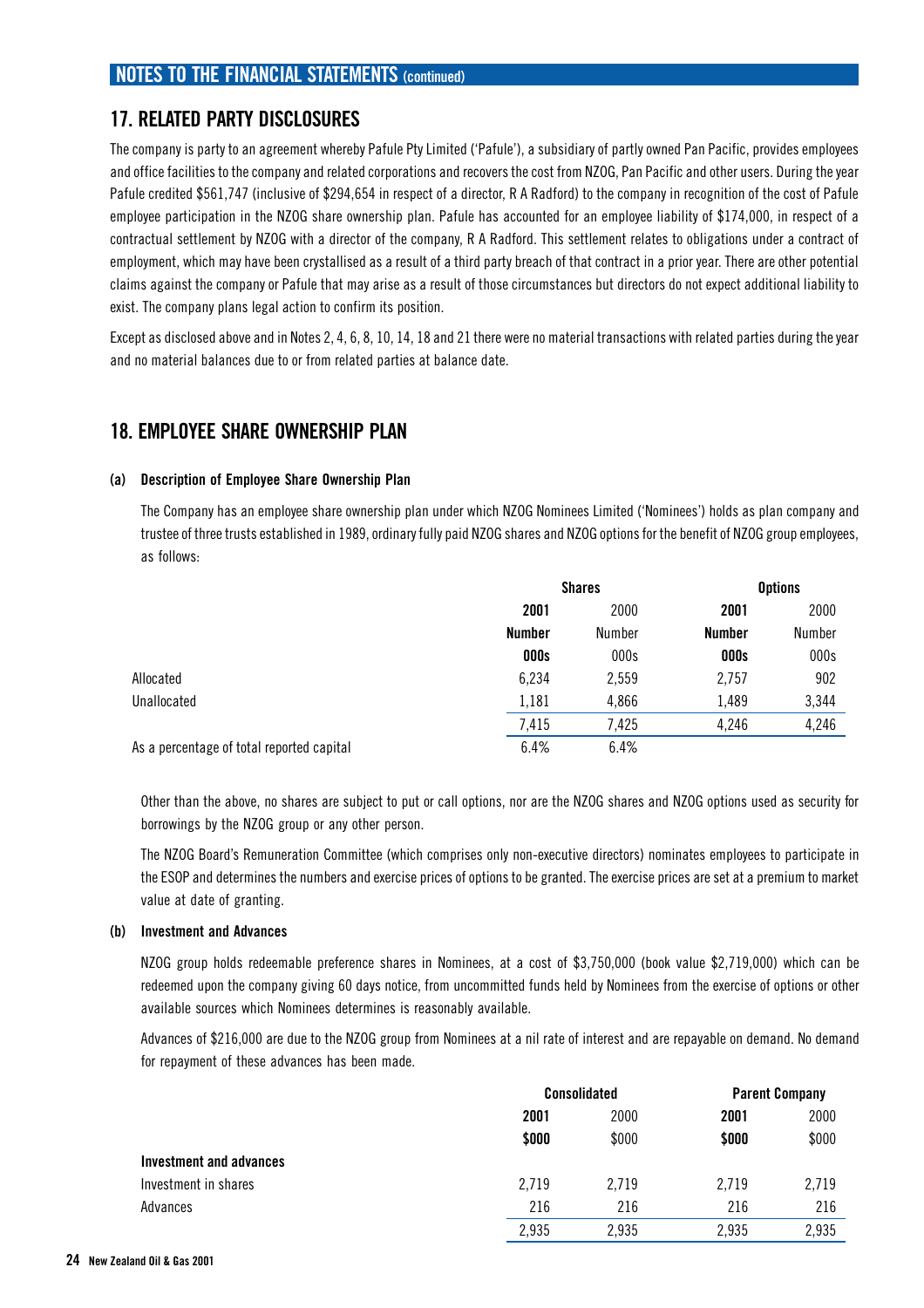## 17. RELATED PARTY DISCLOSURES

The company is party to an agreement whereby Pafule Pty Limited ('Pafule'), a subsidiary of partly owned Pan Pacific, provides employees and office facilities to the company and related corporations and recovers the cost from NZOG, Pan Pacific and other users. During the year Pafule credited $561,747 (inclusive of $294,654 in respect of a director, R A Radford) to the company in recognition of the cost of Pafule employee participation in the NZOG share ownership plan. Pafule has accounted for an employee liability of $174,000, in respect of a contractual settlement by NZOG with a director of the company, R A Radford. This settlement relates to obligations under a contract of employment, which may have been crystallised as a result of a third party breach of that contract in a prior year. There are other potential claims against the company or Pafule that may arise as a result of those circumstances but directors do not expect additional liability to exist. The company plans legal action to confirm its position.

Except as disclosed above and in Notes 2, 4, 6, 8, 10, 14, 18 and 21 there were no material transactions with related parties during the year and no material balances due to or from related parties at balance date.

## 18. EMPLOYEE SHARE OWNERSHIP PLAN

### (a) Description of Employee Share Ownership Plan

The Company has an employee share ownership plan under which NZOG Nominees Limited ('Nominees') holds as plan company and trustee of three trusts established in 1989, ordinary fully paid NZOG shares and NZOG options for the benefit of NZOG group employees, as follows:

| | Shares | | Options | |
|---|---|---|---|---|
| | **2001** | 2000 | **2001** | 2000 |
| | **Number** | Number | **Number** | Number |
| | **000s** | 000s | **000s** | 000s |
| Allocated | 6,234 | 2,559 | 2,757 | 902 |
| Unallocated | 1,181 | 4,866 | 1,489 | 3,344 |
| | 7,415 | 7,425 | 4,246 | 4,246 |
| As a percentage of total reported capital | 6.4% | 6.4% | | |

Other than the above, no shares are subject to put or call options, nor are the NZOG shares and NZOG options used as security for borrowings by the NZOG group or any other person.

The NZOG Board's Remuneration Committee (which comprises only non-executive directors) nominates employees to participate in the ESOP and determines the numbers and exercise prices of options to be granted. The exercise prices are set at a premium to market value at date of granting.

### (b) Investment and Advances

NZOG group holds redeemable preference shares in Nominees, at a cost of $3,750,000 (book value $2,719,000) which can be redeemed upon the company giving 60 days notice, from uncommitted funds held by Nominees from the exercise of options or other available sources which Nominees determines is reasonably available.

Advances of $216,000 are due to the NZOG group from Nominees at a nil rate of interest and are repayable on demand. No demand for repayment of these advances has been made.

| | Consolidated | | Parent Company | |
|---|---|---|---|---|
| | **2001** | 2000 | **2001** | 2000 |
| | **$000** | $000 | **$000** | $000 |
| **Investment and advances** | | | | |
| Investment in shares | 2,719 | 2,719 | 2,719 | 2,719 |
| Advances | 216 | 216 | 216 | 216 |
| | 2,935 | 2,935 | 2,935 | 2,935 |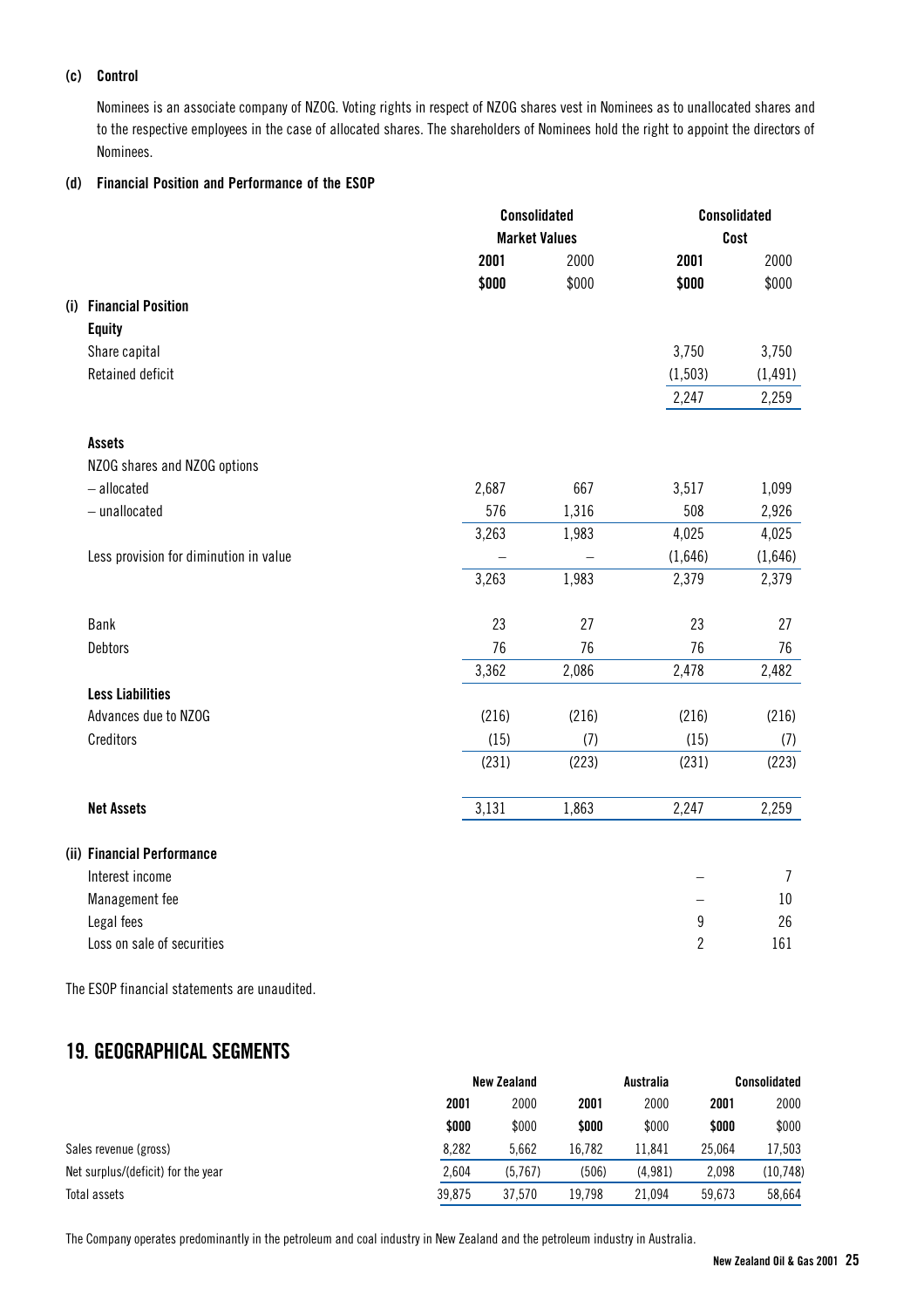**(c) Control**

Nominees is an associate company of NZOG. Voting rights in respect of NZOG shares vest in Nominees as to unallocated shares and to the respective employees in the case of allocated shares. The shareholders of Nominees hold the right to appoint the directors of Nominees.

**(d) Financial Position and Performance of the ESOP**

| | Consolidated Market Values | | Consolidated Cost | |
|---|---|---|---|---|
| | **2001** | 2000 | **2001** | 2000 |
| | **$000** | $000 | **$000** | $000 |
| **(i) Financial Position** | | | | |
| **Equity** | | | | |
| Share capital | | | 3,750 | 3,750 |
| Retained deficit | | | (1,503) | (1,491) |
| | | | 2,247 | 2,259 |
| **Assets** | | | | |
| NZOG shares and NZOG options | | | | |
| – allocated | 2,687 | 667 | 3,517 | 1,099 |
| – unallocated | 576 | 1,316 | 508 | 2,926 |
| | 3,263 | 1,983 | 4,025 | 4,025 |
| Less provision for diminution in value | – | – | (1,646) | (1,646) |
| | 3,263 | 1,983 | 2,379 | 2,379 |
| Bank | 23 | 27 | 23 | 27 |
| Debtors | 76 | 76 | 76 | 76 |
| | 3,362 | 2,086 | 2,478 | 2,482 |
| **Less Liabilities** | | | | |
| Advances due to NZOG | (216) | (216) | (216) | (216) |
| Creditors | (15) | (7) | (15) | (7) |
| | (231) | (223) | (231) | (223) |
| **Net Assets** | 3,131 | 1,863 | 2,247 | 2,259 |
| **(ii) Financial Performance** | | | | |
| Interest income | | | – | 7 |
| Management fee | | | – | 10 |
| Legal fees | | | 9 | 26 |
| Loss on sale of securities | | | 2 | 161 |

The ESOP financial statements are unaudited.

## 19. GEOGRAPHICAL SEGMENTS

| | New Zealand | | Australia | | Consolidated | |
|---|---|---|---|---|---|---|
| | **2001** | 2000 | **2001** | 2000 | **2001** | 2000 |
| | **$000** | $000 | **$000** | $000 | **$000** | $000 |
| Sales revenue (gross) | 8,282 | 5,662 | 16,782 | 11,841 | 25,064 | 17,503 |
| Net surplus/(deficit) for the year | 2,604 | (5,767) | (506) | (4,981) | 2,098 | (10,748) |
| Total assets | 39,875 | 37,570 | 19,798 | 21,094 | 59,673 | 58,664 |

The Company operates predominantly in the petroleum and coal industry in New Zealand and the petroleum industry in Australia.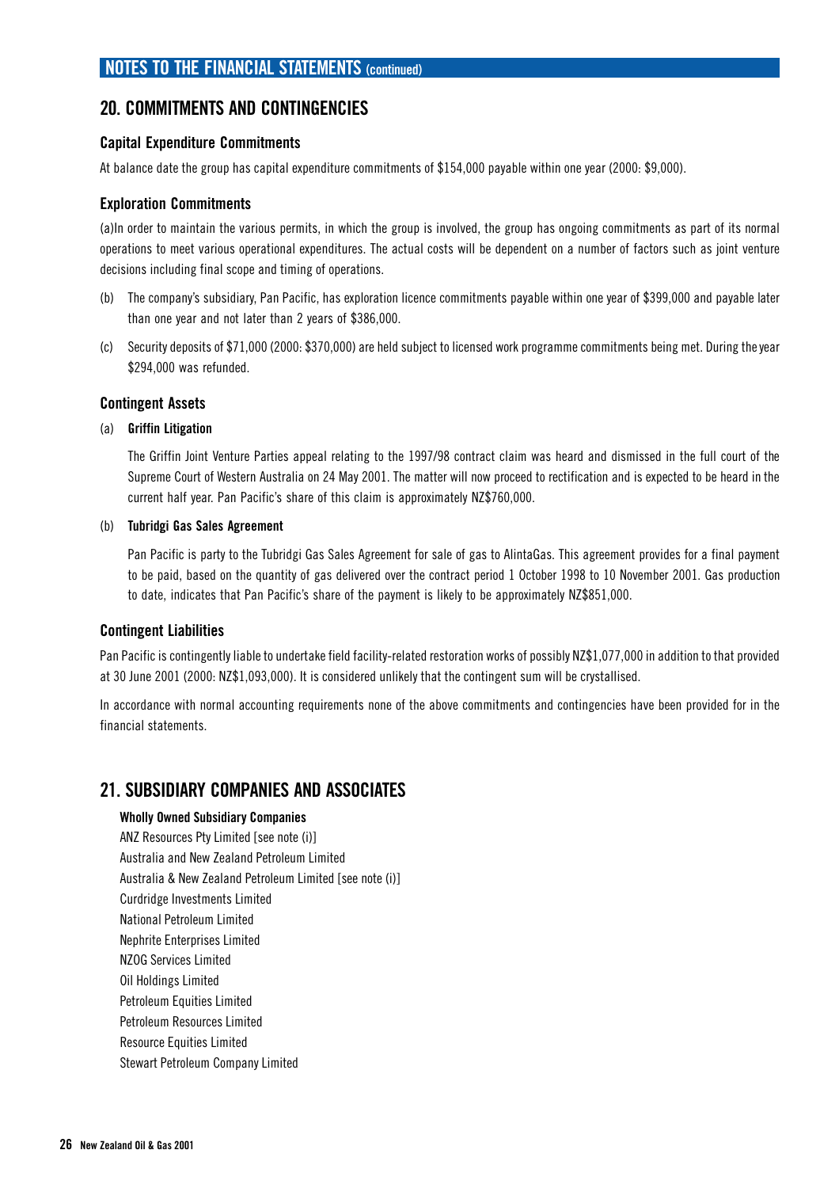## NOTES TO THE FINANCIAL STATEMENTS (continued)

## 20. COMMITMENTS AND CONTINGENCIES

### Capital Expenditure Commitments

At balance date the group has capital expenditure commitments of $154,000 payable within one year (2000: $9,000).

### Exploration Commitments

(a)In order to maintain the various permits, in which the group is involved, the group has ongoing commitments as part of its normal operations to meet various operational expenditures. The actual costs will be dependent on a number of factors such as joint venture decisions including final scope and timing of operations.

(b) The company's subsidiary, Pan Pacific, has exploration licence commitments payable within one year of $399,000 and payable later than one year and not later than 2 years of $386,000.

(c) Security deposits of $71,000 (2000: $370,000) are held subject to licensed work programme commitments being met. During the year $294,000 was refunded.

### Contingent Assets

(a) **Griffin Litigation**

The Griffin Joint Venture Parties appeal relating to the 1997/98 contract claim was heard and dismissed in the full court of the Supreme Court of Western Australia on 24 May 2001. The matter will now proceed to rectification and is expected to be heard in the current half year. Pan Pacific's share of this claim is approximately NZ$760,000.

(b) **Tubridgi Gas Sales Agreement**

Pan Pacific is party to the Tubridgi Gas Sales Agreement for sale of gas to AlintaGas. This agreement provides for a final payment to be paid, based on the quantity of gas delivered over the contract period 1 October 1998 to 10 November 2001. Gas production to date, indicates that Pan Pacific's share of the payment is likely to be approximately NZ$851,000.

### Contingent Liabilities

Pan Pacific is contingently liable to undertake field facility-related restoration works of possibly NZ$1,077,000 in addition to that provided at 30 June 2001 (2000: NZ$1,093,000). It is considered unlikely that the contingent sum will be crystallised.

In accordance with normal accounting requirements none of the above commitments and contingencies have been provided for in the financial statements.

## 21. SUBSIDIARY COMPANIES AND ASSOCIATES

**Wholly Owned Subsidiary Companies**

ANZ Resources Pty Limited [see note (i)]
Australia and New Zealand Petroleum Limited
Australia & New Zealand Petroleum Limited [see note (i)]
Curdridge Investments Limited
National Petroleum Limited
Nephrite Enterprises Limited
NZOG Services Limited
Oil Holdings Limited
Petroleum Equities Limited
Petroleum Resources Limited
Resource Equities Limited
Stewart Petroleum Company Limited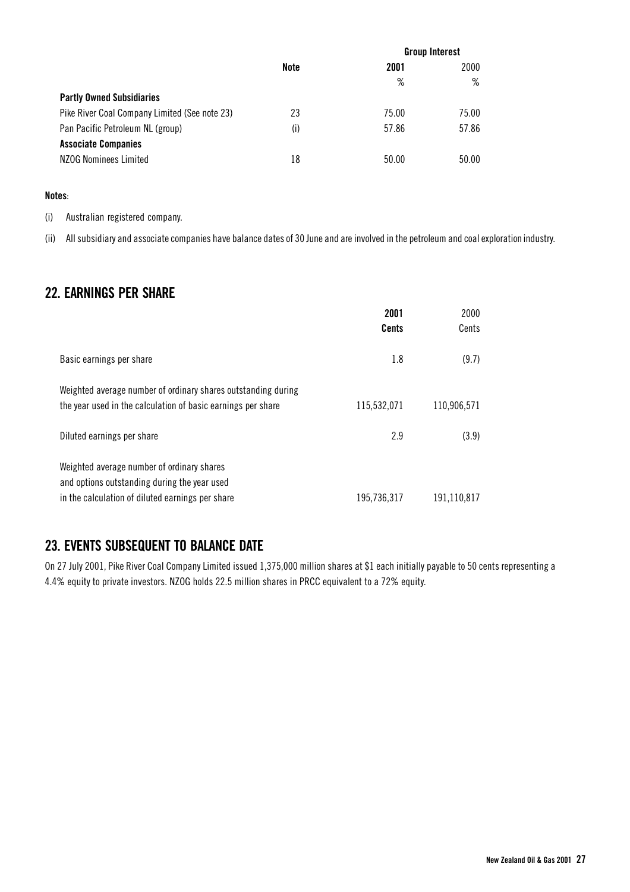| | Note | Group Interest 2001 % | 2000 % |
|---|---|---|---|
| **Partly Owned Subsidiaries** | | | |
| Pike River Coal Company Limited (See note 23) | 23 | 75.00 | 75.00 |
| Pan Pacific Petroleum NL (group) | (i) | 57.86 | 57.86 |
| **Associate Companies** | | | |
| NZOG Nominees Limited | 18 | 50.00 | 50.00 |

**Notes**:

(i) Australian registered company.

(ii) All subsidiary and associate companies have balance dates of 30 June and are involved in the petroleum and coal exploration industry.

## 22. EARNINGS PER SHARE

| | 2001 Cents | 2000 Cents |
|---|---|---|
| Basic earnings per share | 1.8 | (9.7) |
| Weighted average number of ordinary shares outstanding during the year used in the calculation of basic earnings per share | 115,532,071 | 110,906,571 |
| Diluted earnings per share | 2.9 | (3.9) |
| Weighted average number of ordinary shares and options outstanding during the year used in the calculation of diluted earnings per share | 195,736,317 | 191,110,817 |

## 23. EVENTS SUBSEQUENT TO BALANCE DATE

On 27 July 2001, Pike River Coal Company Limited issued 1,375,000 million shares at $1 each initially payable to 50 cents representing a 4.4% equity to private investors. NZOG holds 22.5 million shares in PRCC equivalent to a 72% equity.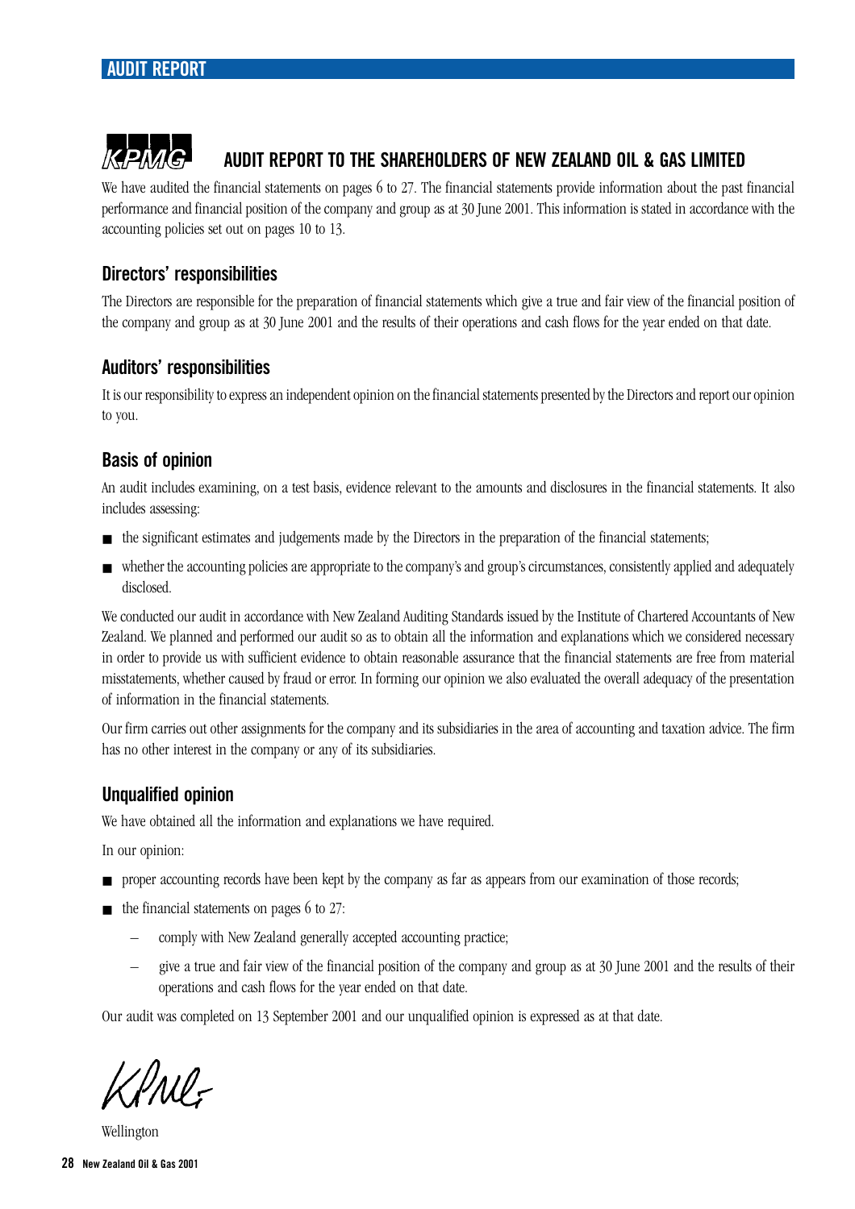# AUDIT REPORT TO THE SHAREHOLDERS OF NEW ZEALAND OIL & GAS LIMITED

We have audited the financial statements on pages 6 to 27. The financial statements provide information about the past financial performance and financial position of the company and group as at 30 June 2001. This information is stated in accordance with the accounting policies set out on pages 10 to 13.

## Directors' responsibilities

The Directors are responsible for the preparation of financial statements which give a true and fair view of the financial position of the company and group as at 30 June 2001 and the results of their operations and cash flows for the year ended on that date.

## Auditors' responsibilities

It is our responsibility to express an independent opinion on the financial statements presented by the Directors and report our opinion to you.

## Basis of opinion

An audit includes examining, on a test basis, evidence relevant to the amounts and disclosures in the financial statements. It also includes assessing:

- the significant estimates and judgements made by the Directors in the preparation of the financial statements;
- whether the accounting policies are appropriate to the company's and group's circumstances, consistently applied and adequately disclosed.

We conducted our audit in accordance with New Zealand Auditing Standards issued by the Institute of Chartered Accountants of New Zealand. We planned and performed our audit so as to obtain all the information and explanations which we considered necessary in order to provide us with sufficient evidence to obtain reasonable assurance that the financial statements are free from material misstatements, whether caused by fraud or error. In forming our opinion we also evaluated the overall adequacy of the presentation of information in the financial statements.

Our firm carries out other assignments for the company and its subsidiaries in the area of accounting and taxation advice. The firm has no other interest in the company or any of its subsidiaries.

## Unqualified opinion

We have obtained all the information and explanations we have required.

In our opinion:

- proper accounting records have been kept by the company as far as appears from our examination of those records;
- the financial statements on pages 6 to 27:
  - comply with New Zealand generally accepted accounting practice;
  - give a true and fair view of the financial position of the company and group as at 30 June 2001 and the results of their operations and cash flows for the year ended on that date.

Our audit was completed on 13 September 2001 and our unqualified opinion is expressed as at that date.

KPMG

Wellington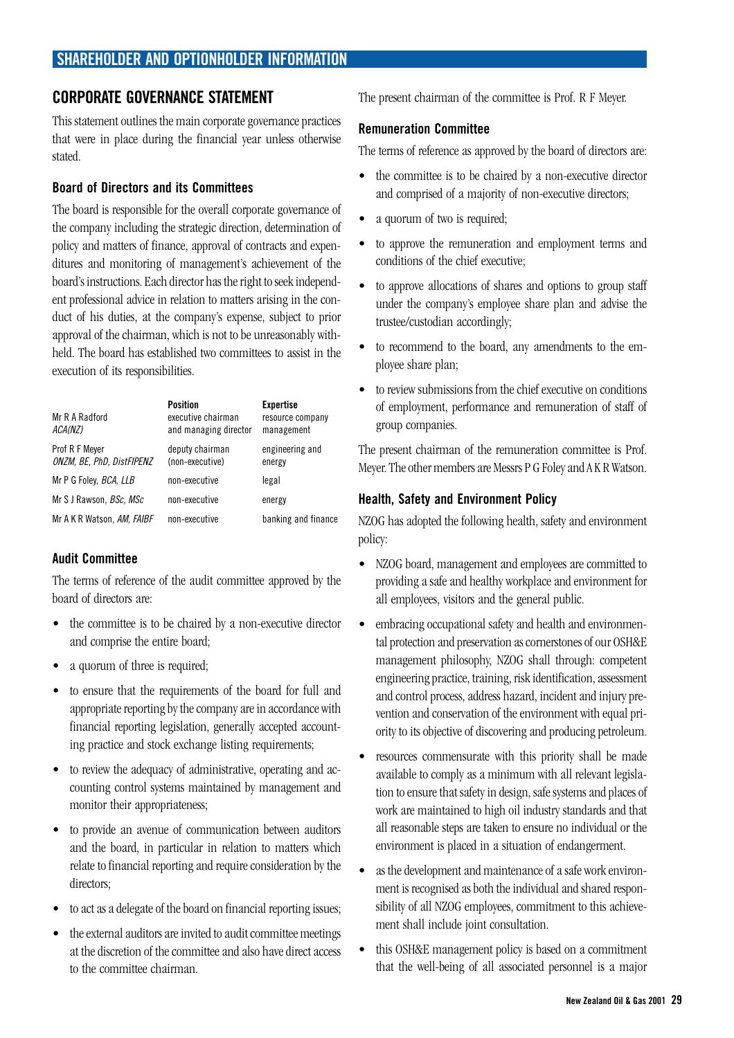# SHAREHOLDER AND OPTIONHOLDER INFORMATION

## CORPORATE GOVERNANCE STATEMENT

This statement outlines the main corporate governance practices that were in place during the financial year unless otherwise stated.

### Board of Directors and its Committees

The board is responsible for the overall corporate governance of the company including the strategic direction, determination of policy and matters of finance, approval of contracts and expenditures and monitoring of management's achievement of the board's instructions. Each director has the right to seek independent professional advice in relation to matters arising in the conduct of his duties, at the company's expense, subject to prior approval of the chairman, which is not to be unreasonably withheld. The board has established two committees to assist in the execution of its responsibilities.

| | Position | Expertise |
|---|---|---|
| Mr R A Radford *ACA(NZ)* | executive chairman and managing director | resource company management |
| Prof R F Meyer *ONZM, BE, PhD, DistFIPENZ* | deputy chairman (non-executive) | engineering and energy |
| Mr P G Foley, *BCA, LLB* | non-executive | legal |
| Mr S J Rawson, *BSc, MSc* | non-executive | energy |
| Mr A K R Watson, *AM, FAIBF* | non-executive | banking and finance |

### Audit Committee

The terms of reference of the audit committee approved by the board of directors are:

- the committee is to be chaired by a non-executive director and comprise the entire board;
- a quorum of three is required;
- to ensure that the requirements of the board for full and appropriate reporting by the company are in accordance with financial reporting legislation, generally accepted accounting practice and stock exchange listing requirements;
- to review the adequacy of administrative, operating and accounting control systems maintained by management and monitor their appropriateness;
- to provide an avenue of communication between auditors and the board, in particular in relation to matters which relate to financial reporting and require consideration by the directors;
- to act as a delegate of the board on financial reporting issues;
- the external auditors are invited to audit committee meetings at the discretion of the committee and also have direct access to the committee chairman.

The present chairman of the committee is Prof. R F Meyer.

### Remuneration Committee

The terms of reference as approved by the board of directors are:

- the committee is to be chaired by a non-executive director and comprised of a majority of non-executive directors;
- a quorum of two is required;
- to approve the remuneration and employment terms and conditions of the chief executive;
- to approve allocations of shares and options to group staff under the company's employee share plan and advise the trustee/custodian accordingly;
- to recommend to the board, any amendments to the employee share plan;
- to review submissions from the chief executive on conditions of employment, performance and remuneration of staff of group companies.

The present chairman of the remuneration committee is Prof. Meyer. The other members are Messrs P G Foley and A K R Watson.

### Health, Safety and Environment Policy

NZOG has adopted the following health, safety and environment policy:

- NZOG board, management and employees are committed to providing a safe and healthy workplace and environment for all employees, visitors and the general public.
- embracing occupational safety and health and environmental protection and preservation as cornerstones of our OSH&E management philosophy, NZOG shall through: competent engineering practice, training, risk identification, assessment and control process, address hazard, incident and injury prevention and conservation of the environment with equal priority to its objective of discovering and producing petroleum.
- resources commensurate with this priority shall be made available to comply as a minimum with all relevant legislation to ensure that safety in design, safe systems and places of work are maintained to high oil industry standards and that all reasonable steps are taken to ensure no individual or the environment is placed in a situation of endangerment.
- as the development and maintenance of a safe work environment is recognised as both the individual and shared responsibility of all NZOG employees, commitment to this achievement shall include joint consultation.
- this OSH&E management policy is based on a commitment that the well-being of all associated personnel is a major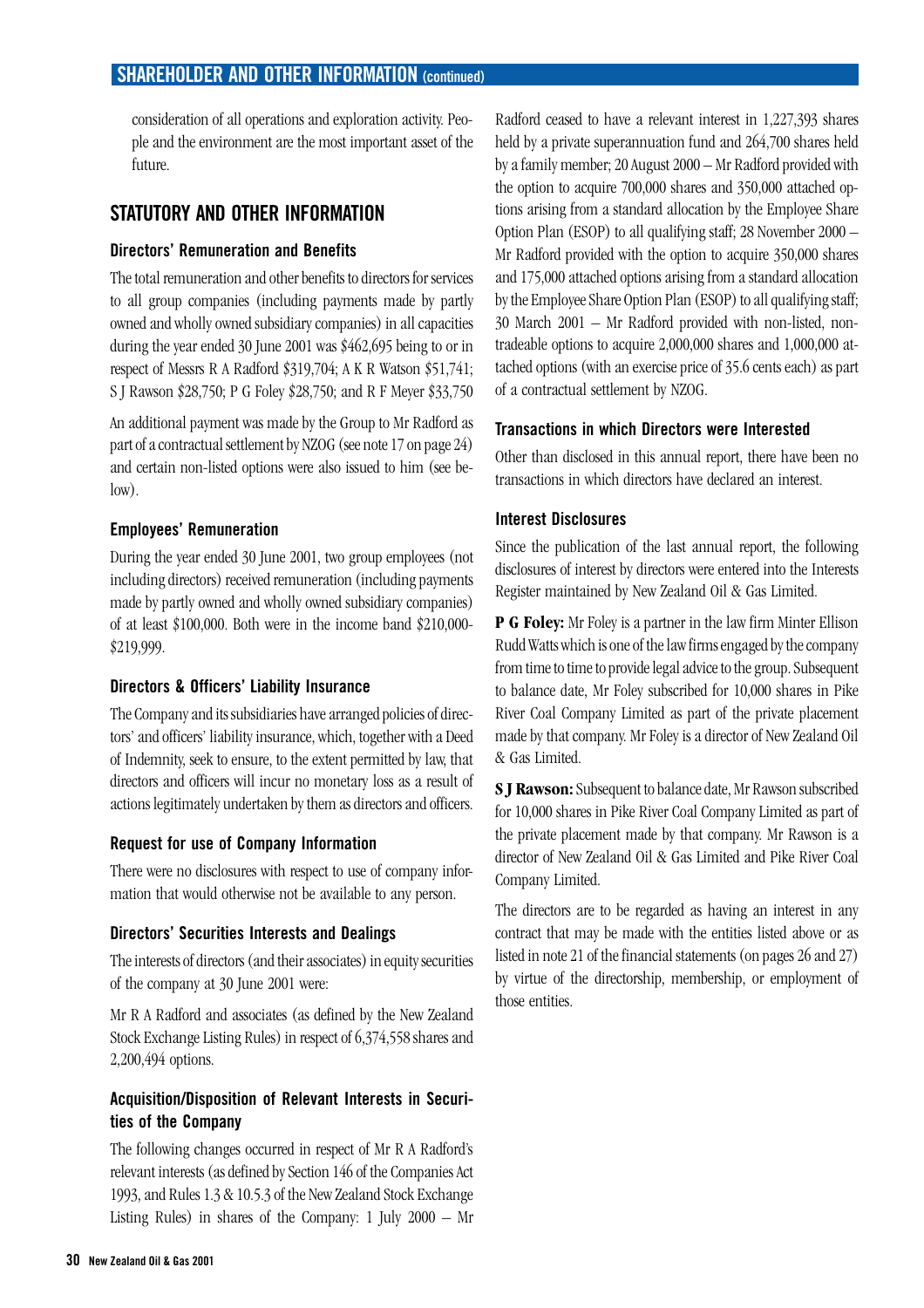consideration of all operations and exploration activity. People and the environment are the most important asset of the future.

## STATUTORY AND OTHER INFORMATION

### Directors' Remuneration and Benefits

The total remuneration and other benefits to directors for services to all group companies (including payments made by partly owned and wholly owned subsidiary companies) in all capacities during the year ended 30 June 2001 was $462,695 being to or in respect of Messrs R A Radford $319,704; A K R Watson $51,741; S J Rawson $28,750; P G Foley $28,750; and R F Meyer $33,750

An additional payment was made by the Group to Mr Radford as part of a contractual settlement by NZOG (see note 17 on page 24) and certain non-listed options were also issued to him (see below).

### Employees' Remuneration

During the year ended 30 June 2001, two group employees (not including directors) received remuneration (including payments made by partly owned and wholly owned subsidiary companies) of at least $100,000. Both were in the income band $210,000-$219,999.

### Directors & Officers' Liability Insurance

The Company and its subsidiaries have arranged policies of directors' and officers' liability insurance, which, together with a Deed of Indemnity, seek to ensure, to the extent permitted by law, that directors and officers will incur no monetary loss as a result of actions legitimately undertaken by them as directors and officers.

### Request for use of Company Information

There were no disclosures with respect to use of company information that would otherwise not be available to any person.

### Directors' Securities Interests and Dealings

The interests of directors (and their associates) in equity securities of the company at 30 June 2001 were:

Mr R A Radford and associates (as defined by the New Zealand Stock Exchange Listing Rules) in respect of 6,374,558 shares and 2,200,494 options.

### Acquisition/Disposition of Relevant Interests in Securities of the Company

The following changes occurred in respect of Mr R A Radford's relevant interests (as defined by Section 146 of the Companies Act 1993, and Rules 1.3 & 10.5.3 of the New Zealand Stock Exchange Listing Rules) in shares of the Company: 1 July 2000 – Mr Radford ceased to have a relevant interest in 1,227,393 shares held by a private superannuation fund and 264,700 shares held by a family member; 20 August 2000 – Mr Radford provided with the option to acquire 700,000 shares and 350,000 attached options arising from a standard allocation by the Employee Share Option Plan (ESOP) to all qualifying staff; 28 November 2000 – Mr Radford provided with the option to acquire 350,000 shares and 175,000 attached options arising from a standard allocation by the Employee Share Option Plan (ESOP) to all qualifying staff; 30 March 2001 – Mr Radford provided with non-listed, non-tradeable options to acquire 2,000,000 shares and 1,000,000 attached options (with an exercise price of 35.6 cents each) as part of a contractual settlement by NZOG.

### Transactions in which Directors were Interested

Other than disclosed in this annual report, there have been no transactions in which directors have declared an interest.

### Interest Disclosures

Since the publication of the last annual report, the following disclosures of interest by directors were entered into the Interests Register maintained by New Zealand Oil & Gas Limited.

**P G Foley:** Mr Foley is a partner in the law firm Minter Ellison Rudd Watts which is one of the law firms engaged by the company from time to time to provide legal advice to the group. Subsequent to balance date, Mr Foley subscribed for 10,000 shares in Pike River Coal Company Limited as part of the private placement made by that company. Mr Foley is a director of New Zealand Oil & Gas Limited.

**S J Rawson:** Subsequent to balance date, Mr Rawson subscribed for 10,000 shares in Pike River Coal Company Limited as part of the private placement made by that company. Mr Rawson is a director of New Zealand Oil & Gas Limited and Pike River Coal Company Limited.

The directors are to be regarded as having an interest in any contract that may be made with the entities listed above or as listed in note 21 of the financial statements (on pages 26 and 27) by virtue of the directorship, membership, or employment of those entities.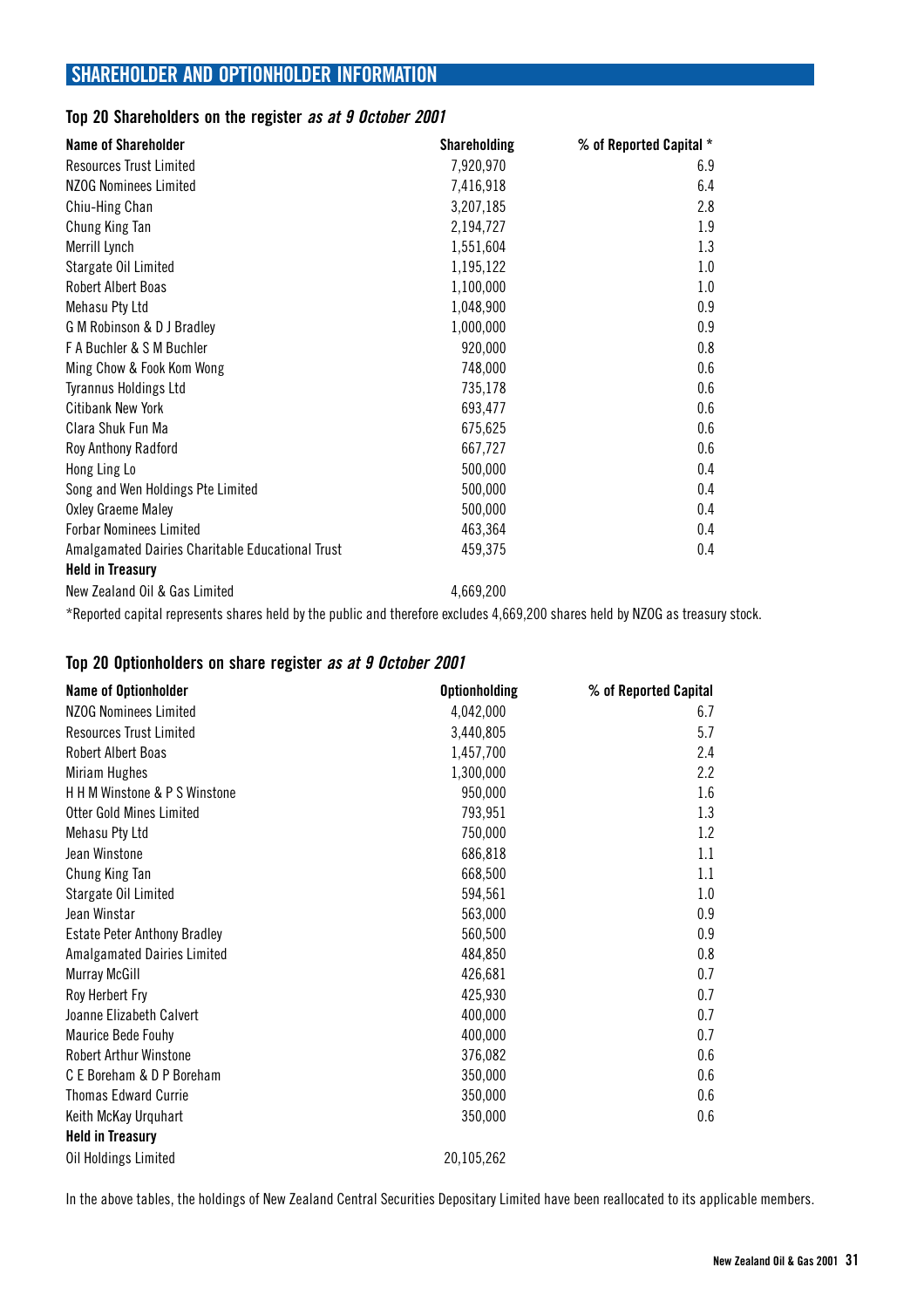# SHAREHOLDER AND OPTIONHOLDER INFORMATION

## Top 20 Shareholders on the register *as at 9 October 2001*

| Name of Shareholder | Shareholding | % of Reported Capital * |
|---|---|---|
| Resources Trust Limited | 7,920,970 | 6.9 |
| NZOG Nominees Limited | 7,416,918 | 6.4 |
| Chiu-Hing Chan | 3,207,185 | 2.8 |
| Chung King Tan | 2,194,727 | 1.9 |
| Merrill Lynch | 1,551,604 | 1.3 |
| Stargate Oil Limited | 1,195,122 | 1.0 |
| Robert Albert Boas | 1,100,000 | 1.0 |
| Mehasu Pty Ltd | 1,048,900 | 0.9 |
| G M Robinson & D J Bradley | 1,000,000 | 0.9 |
| F A Buchler & S M Buchler | 920,000 | 0.8 |
| Ming Chow & Fook Kom Wong | 748,000 | 0.6 |
| Tyrannus Holdings Ltd | 735,178 | 0.6 |
| Citibank New York | 693,477 | 0.6 |
| Clara Shuk Fun Ma | 675,625 | 0.6 |
| Roy Anthony Radford | 667,727 | 0.6 |
| Hong Ling Lo | 500,000 | 0.4 |
| Song and Wen Holdings Pte Limited | 500,000 | 0.4 |
| Oxley Graeme Maley | 500,000 | 0.4 |
| Forbar Nominees Limited | 463,364 | 0.4 |
| Amalgamated Dairies Charitable Educational Trust | 459,375 | 0.4 |
| **Held in Treasury** | | |
| New Zealand Oil & Gas Limited | 4,669,200 | |

*Reported capital represents shares held by the public and therefore excludes 4,669,200 shares held by NZOG as treasury stock.

## Top 20 Optionholders on share register *as at 9 October 2001*

| Name of Optionholder | Optionholding | % of Reported Capital |
|---|---|---|
| NZOG Nominees Limited | 4,042,000 | 6.7 |
| Resources Trust Limited | 3,440,805 | 5.7 |
| Robert Albert Boas | 1,457,700 | 2.4 |
| Miriam Hughes | 1,300,000 | 2.2 |
| H H M Winstone & P S Winstone | 950,000 | 1.6 |
| Otter Gold Mines Limited | 793,951 | 1.3 |
| Mehasu Pty Ltd | 750,000 | 1.2 |
| Jean Winstone | 686,818 | 1.1 |
| Chung King Tan | 668,500 | 1.1 |
| Stargate Oil Limited | 594,561 | 1.0 |
| Jean Winstar | 563,000 | 0.9 |
| Estate Peter Anthony Bradley | 560,500 | 0.9 |
| Amalgamated Dairies Limited | 484,850 | 0.8 |
| Murray McGill | 426,681 | 0.7 |
| Roy Herbert Fry | 425,930 | 0.7 |
| Joanne Elizabeth Calvert | 400,000 | 0.7 |
| Maurice Bede Fouhy | 400,000 | 0.7 |
| Robert Arthur Winstone | 376,082 | 0.6 |
| C E Boreham & D P Boreham | 350,000 | 0.6 |
| Thomas Edward Currie | 350,000 | 0.6 |
| Keith McKay Urquhart | 350,000 | 0.6 |
| **Held in Treasury** | | |
| Oil Holdings Limited | 20,105,262 | |

In the above tables, the holdings of New Zealand Central Securities Depositary Limited have been reallocated to its applicable members.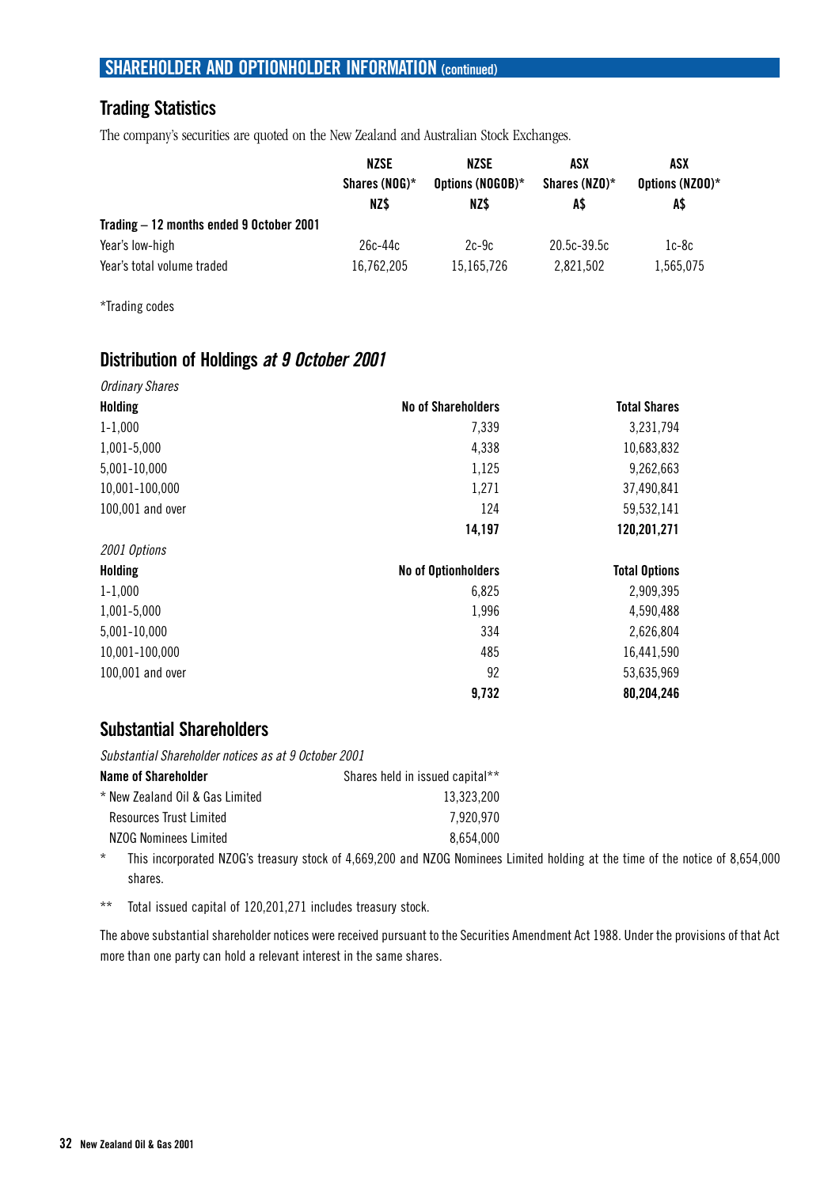## SHAREHOLDER AND OPTIONHOLDER INFORMATION (continued)

### Trading Statistics

The company's securities are quoted on the New Zealand and Australian Stock Exchanges.

| | NZSE Shares (NOG)* NZ$ | NZSE Options (NOGOB)* NZ$ | ASX Shares (NZO)* A$ | ASX Options (NZOO)* A$ |
|---|---|---|---|---|
| **Trading – 12 months ended 9 October 2001** | | | | |
| Year's low-high | 26c-44c | 2c-9c | 20.5c-39.5c | 1c-8c |
| Year's total volume traded | 16,762,205 | 15,165,726 | 2,821,502 | 1,565,075 |

*Trading codes

### Distribution of Holdings *at 9 October 2001*

*Ordinary Shares*

| Holding | No of Shareholders | Total Shares |
|---|---|---|
| 1-1,000 | 7,339 | 3,231,794 |
| 1,001-5,000 | 4,338 | 10,683,832 |
| 5,001-10,000 | 1,125 | 9,262,663 |
| 10,001-100,000 | 1,271 | 37,490,841 |
| 100,001 and over | 124 | 59,532,141 |
| | **14,197** | **120,201,271** |

*2001 Options*

| Holding | No of Optionholders | Total Options |
|---|---|---|
| 1-1,000 | 6,825 | 2,909,395 |
| 1,001-5,000 | 1,996 | 4,590,488 |
| 5,001-10,000 | 334 | 2,626,804 |
| 10,001-100,000 | 485 | 16,441,590 |
| 100,001 and over | 92 | 53,635,969 |
| | **9,732** | **80,204,246** |

### Substantial Shareholders

*Substantial Shareholder notices as at 9 October 2001*

| Name of Shareholder | Shares held in issued capital** |
|---|---|
| * New Zealand Oil & Gas Limited | 13,323,200 |
| Resources Trust Limited | 7,920,970 |
| NZOG Nominees Limited | 8,654,000 |

\* This incorporated NZOG's treasury stock of 4,669,200 and NZOG Nominees Limited holding at the time of the notice of 8,654,000 shares.

** Total issued capital of 120,201,271 includes treasury stock.

The above substantial shareholder notices were received pursuant to the Securities Amendment Act 1988. Under the provisions of that Act more than one party can hold a relevant interest in the same shares.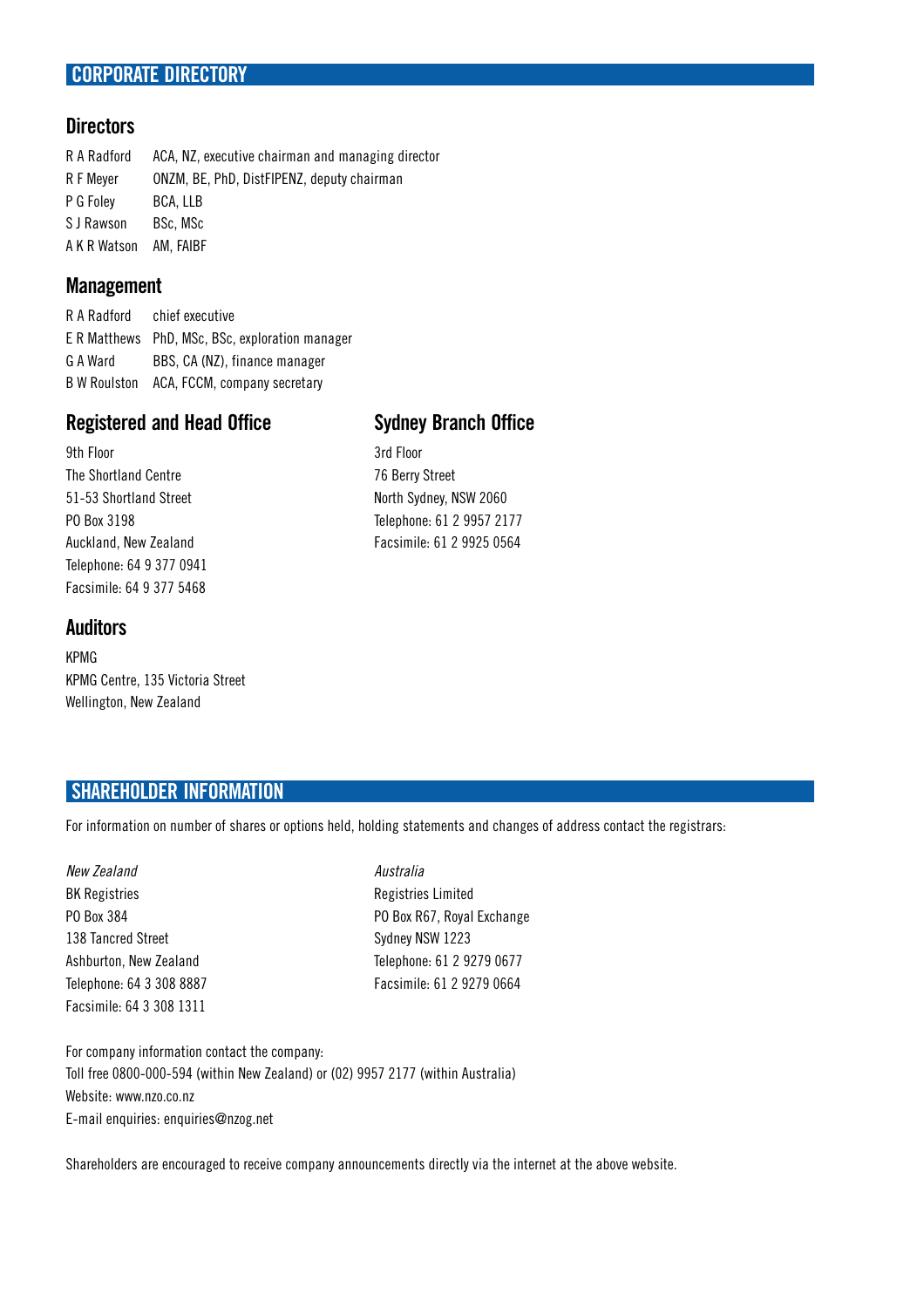## CORPORATE DIRECTORY

### Directors

| | |
|---|---|
| R A Radford | ACA, NZ, executive chairman and managing director |
| R F Meyer | ONZM, BE, PhD, DistFIPENZ, deputy chairman |
| P G Foley | BCA, LLB |
| S J Rawson | BSc, MSc |
| A K R Watson | AM, FAIBF |

### Management

| | |
|---|---|
| R A Radford | chief executive |
| E R Matthews | PhD, MSc, BSc, exploration manager |
| G A Ward | BBS, CA (NZ), finance manager |
| B W Roulston | ACA, FCCM, company secretary |

### Registered and Head Office

9th Floor
The Shortland Centre
51-53 Shortland Street
PO Box 3198
Auckland, New Zealand
Telephone: 64 9 377 0941
Facsimile: 64 9 377 5468

### Sydney Branch Office

3rd Floor
76 Berry Street
North Sydney, NSW 2060
Telephone: 61 2 9957 2177
Facsimile: 61 2 9925 0564

### Auditors

KPMG
KPMG Centre, 135 Victoria Street
Wellington, New Zealand

## SHAREHOLDER INFORMATION

For information on number of shares or options held, holding statements and changes of address contact the registrars:

*New Zealand*
BK Registries
PO Box 384
138 Tancred Street
Ashburton, New Zealand
Telephone: 64 3 308 8887
Facsimile: 64 3 308 1311

*Australia*
Registries Limited
PO Box R67, Royal Exchange
Sydney NSW 1223
Telephone: 61 2 9279 0677
Facsimile: 61 2 9279 0664

For company information contact the company:
Toll free 0800-000-594 (within New Zealand) or (02) 9957 2177 (within Australia)
Website: www.nzo.co.nz
E-mail enquiries: enquiries@nzog.net

Shareholders are encouraged to receive company announcements directly via the internet at the above website.